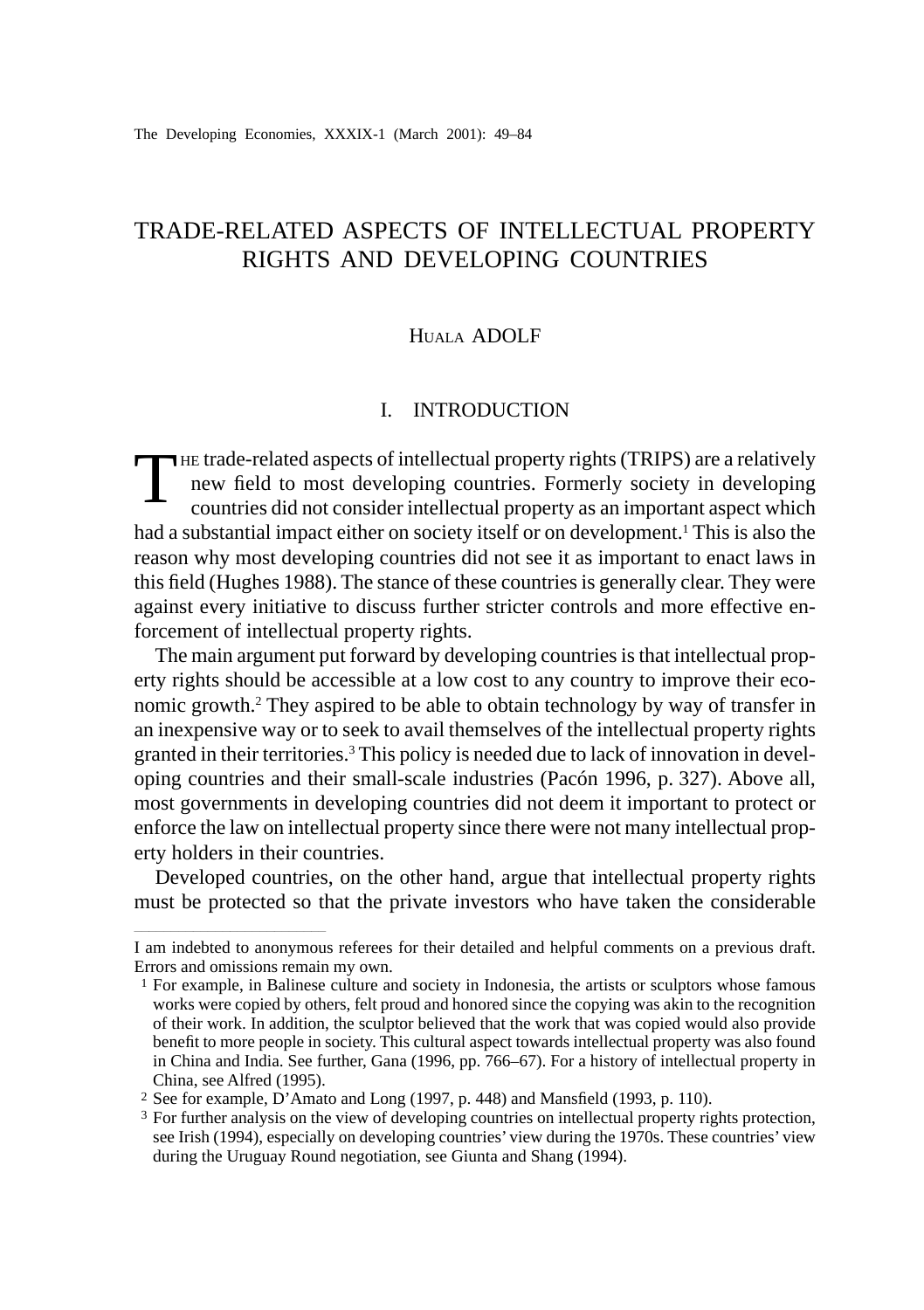# TRADE-RELATED ASPECTS OF INTELLECTUAL PROPERTY RIGHTS AND DEVELOPING COUNTRIES

HUALA ADOLF

## I. INTRODUCTION

The trade-related aspects of intellectual property rights (TRIPS) are a relatively new field to most developing countries. Formerly society in developing countries did not consider intellectual property as an important aspect which had a substantial impact either on society itself or on development.[1] This is also the reason why most developing countries did not see it as important to enact laws in this field (Hughes 1988). The stance of these countries is generally clear. They were against every initiative to discuss further stricter controls and more effective enforcement of intellectual property rights.

The main argument put forward by developing countries is that intellectual property rights should be accessible at a low cost to any country to improve their economic growth.[2] They aspired to be able to obtain technology by way of transfer in an inexpensive way or to seek to avail themselves of the intellectual property rights granted in their territories.[3] This policy is needed due to lack of innovation in developing countries and their small-scale industries (Pacón 1996, p. 327). Above all, most governments in developing countries did not deem it important to protect or enforce the law on intellectual property since there were not many intellectual property holders in their countries.

Developed countries, on the other hand, argue that intellectual property rights must be protected so that the private investors who have taken the considerable

---

I am indebted to anonymous referees for their detailed and helpful comments on a previous draft. Errors and omissions remain my own.

[1] For example, in Balinese culture and society in Indonesia, the artists or sculptors whose famous works were copied by others, felt proud and honored since the copying was akin to the recognition of their work. In addition, the sculptor believed that the work that was copied would also provide benefit to more people in society. This cultural aspect towards intellectual property was also found in China and India. See further, Gana (1996, pp. 766–67). For a history of intellectual property in China, see Alfred (1995).

[2] See for example, D'Amato and Long (1997, p. 448) and Mansfield (1993, p. 110).

[3] For further analysis on the view of developing countries on intellectual property rights protection, see Irish (1994), especially on developing countries' view during the 1970s. These countries' view during the Uruguay Round negotiation, see Giunta and Shang (1994).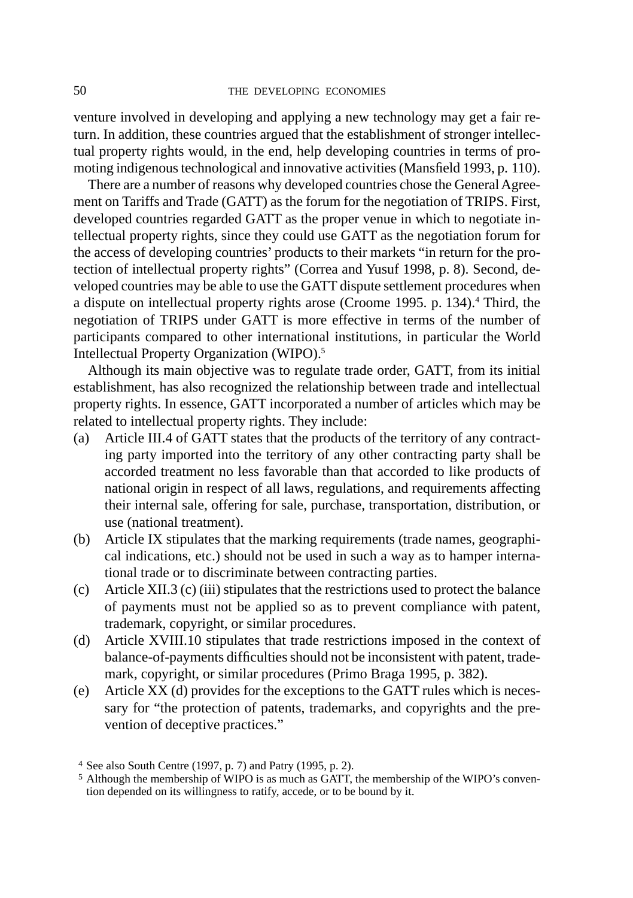venture involved in developing and applying a new technology may get a fair return. In addition, these countries argued that the establishment of stronger intellectual property rights would, in the end, help developing countries in terms of promoting indigenous technological and innovative activities (Mansfield 1993, p. 110).

There are a number of reasons why developed countries chose the General Agreement on Tariffs and Trade (GATT) as the forum for the negotiation of TRIPS. First, developed countries regarded GATT as the proper venue in which to negotiate intellectual property rights, since they could use GATT as the negotiation forum for the access of developing countries' products to their markets "in return for the protection of intellectual property rights" (Correa and Yusuf 1998, p. 8). Second, developed countries may be able to use the GATT dispute settlement procedures when a dispute on intellectual property rights arose (Croome 1995. p. 134).[4] Third, the negotiation of TRIPS under GATT is more effective in terms of the number of participants compared to other international institutions, in particular the World Intellectual Property Organization (WIPO).[5]

Although its main objective was to regulate trade order, GATT, from its initial establishment, has also recognized the relationship between trade and intellectual property rights. In essence, GATT incorporated a number of articles which may be related to intellectual property rights. They include:

(a) Article III.4 of GATT states that the products of the territory of any contracting party imported into the territory of any other contracting party shall be accorded treatment no less favorable than that accorded to like products of national origin in respect of all laws, regulations, and requirements affecting their internal sale, offering for sale, purchase, transportation, distribution, or use (national treatment).

(b) Article IX stipulates that the marking requirements (trade names, geographical indications, etc.) should not be used in such a way as to hamper international trade or to discriminate between contracting parties.

(c) Article XII.3 (c) (iii) stipulates that the restrictions used to protect the balance of payments must not be applied so as to prevent compliance with patent, trademark, copyright, or similar procedures.

(d) Article XVIII.10 stipulates that trade restrictions imposed in the context of balance-of-payments difficulties should not be inconsistent with patent, trademark, copyright, or similar procedures (Primo Braga 1995, p. 382).

(e) Article XX (d) provides for the exceptions to the GATT rules which is necessary for "the protection of patents, trademarks, and copyrights and the prevention of deceptive practices."

[4] See also South Centre (1997, p. 7) and Patry (1995, p. 2).

[5] Although the membership of WIPO is as much as GATT, the membership of the WIPO's convention depended on its willingness to ratify, accede, or to be bound by it.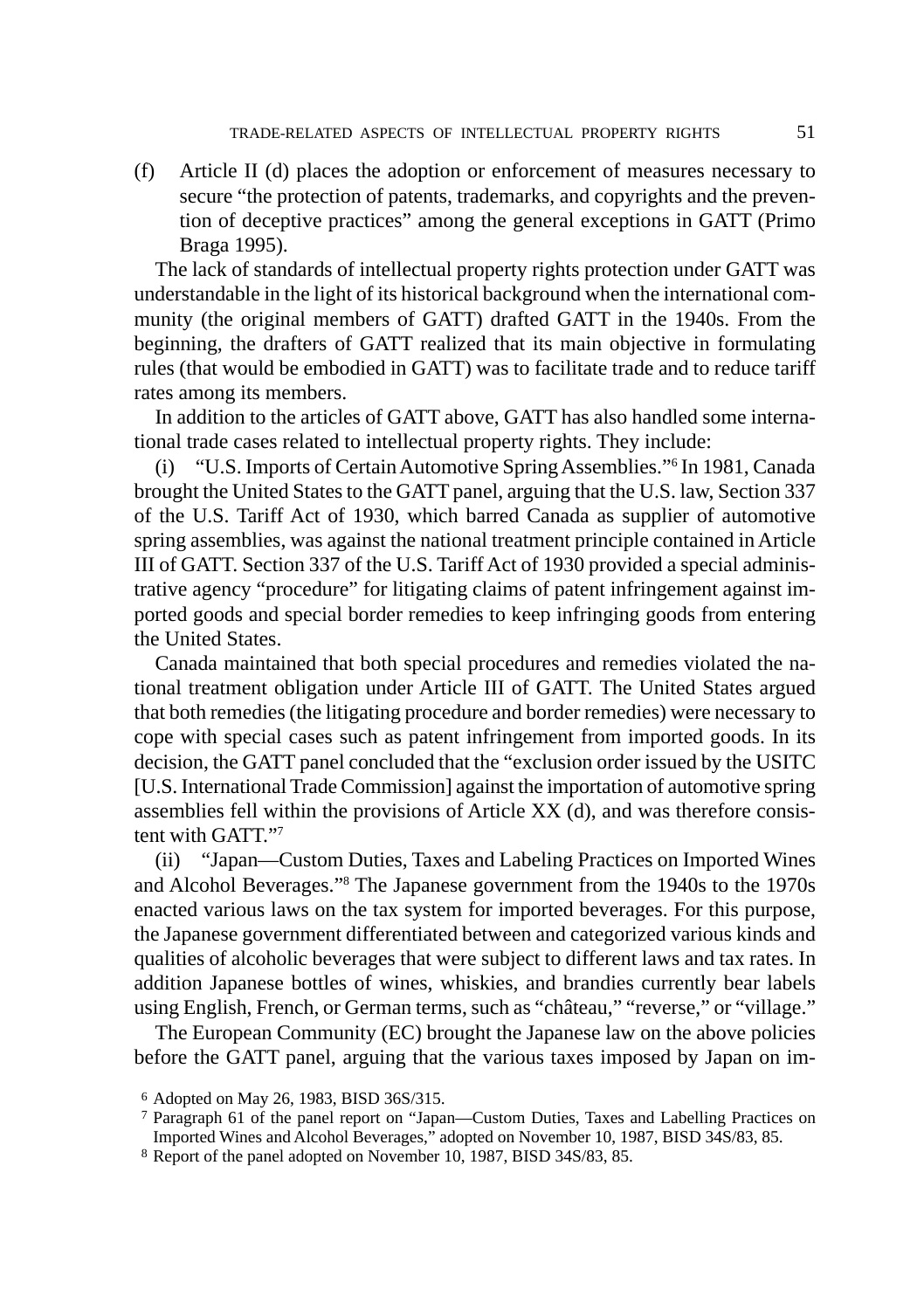(f) Article II (d) places the adoption or enforcement of measures necessary to secure "the protection of patents, trademarks, and copyrights and the prevention of deceptive practices" among the general exceptions in GATT (Primo Braga 1995).

The lack of standards of intellectual property rights protection under GATT was understandable in the light of its historical background when the international community (the original members of GATT) drafted GATT in the 1940s. From the beginning, the drafters of GATT realized that its main objective in formulating rules (that would be embodied in GATT) was to facilitate trade and to reduce tariff rates among its members.

In addition to the articles of GATT above, GATT has also handled some international trade cases related to intellectual property rights. They include:

(i) "U.S. Imports of Certain Automotive Spring Assemblies."[6] In 1981, Canada brought the United States to the GATT panel, arguing that the U.S. law, Section 337 of the U.S. Tariff Act of 1930, which barred Canada as supplier of automotive spring assemblies, was against the national treatment principle contained in Article III of GATT. Section 337 of the U.S. Tariff Act of 1930 provided a special administrative agency "procedure" for litigating claims of patent infringement against imported goods and special border remedies to keep infringing goods from entering the United States.

Canada maintained that both special procedures and remedies violated the national treatment obligation under Article III of GATT. The United States argued that both remedies (the litigating procedure and border remedies) were necessary to cope with special cases such as patent infringement from imported goods. In its decision, the GATT panel concluded that the "exclusion order issued by the USITC [U.S. International Trade Commission] against the importation of automotive spring assemblies fell within the provisions of Article XX (d), and was therefore consistent with GATT."[7]

(ii) "Japan—Custom Duties, Taxes and Labeling Practices on Imported Wines and Alcohol Beverages."[8] The Japanese government from the 1940s to the 1970s enacted various laws on the tax system for imported beverages. For this purpose, the Japanese government differentiated between and categorized various kinds and qualities of alcoholic beverages that were subject to different laws and tax rates. In addition Japanese bottles of wines, whiskies, and brandies currently bear labels using English, French, or German terms, such as "château," "reverse," or "village."

The European Community (EC) brought the Japanese law on the above policies before the GATT panel, arguing that the various taxes imposed by Japan on im-

[6] Adopted on May 26, 1983, BISD 36S/315.

[7] Paragraph 61 of the panel report on "Japan—Custom Duties, Taxes and Labelling Practices on Imported Wines and Alcohol Beverages," adopted on November 10, 1987, BISD 34S/83, 85.

[8] Report of the panel adopted on November 10, 1987, BISD 34S/83, 85.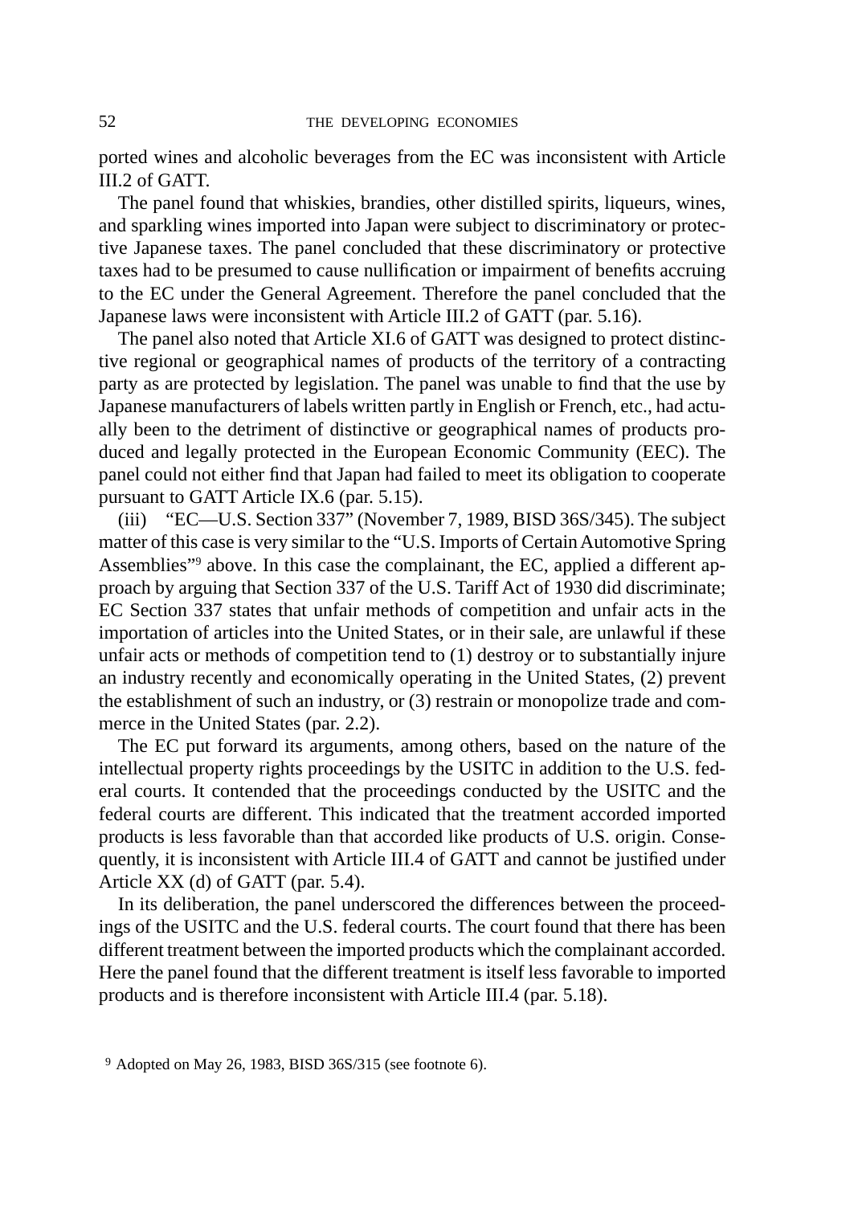ported wines and alcoholic beverages from the EC was inconsistent with Article III.2 of GATT.

The panel found that whiskies, brandies, other distilled spirits, liqueurs, wines, and sparkling wines imported into Japan were subject to discriminatory or protective Japanese taxes. The panel concluded that these discriminatory or protective taxes had to be presumed to cause nullification or impairment of benefits accruing to the EC under the General Agreement. Therefore the panel concluded that the Japanese laws were inconsistent with Article III.2 of GATT (par. 5.16).

The panel also noted that Article XI.6 of GATT was designed to protect distinctive regional or geographical names of products of the territory of a contracting party as are protected by legislation. The panel was unable to find that the use by Japanese manufacturers of labels written partly in English or French, etc., had actually been to the detriment of distinctive or geographical names of products produced and legally protected in the European Economic Community (EEC). The panel could not either find that Japan had failed to meet its obligation to cooperate pursuant to GATT Article IX.6 (par. 5.15).

(iii) "EC—U.S. Section 337" (November 7, 1989, BISD 36S/345). The subject matter of this case is very similar to the "U.S. Imports of Certain Automotive Spring Assemblies"[9] above. In this case the complainant, the EC, applied a different approach by arguing that Section 337 of the U.S. Tariff Act of 1930 did discriminate; EC Section 337 states that unfair methods of competition and unfair acts in the importation of articles into the United States, or in their sale, are unlawful if these unfair acts or methods of competition tend to (1) destroy or to substantially injure an industry recently and economically operating in the United States, (2) prevent the establishment of such an industry, or (3) restrain or monopolize trade and commerce in the United States (par. 2.2).

The EC put forward its arguments, among others, based on the nature of the intellectual property rights proceedings by the USITC in addition to the U.S. federal courts. It contended that the proceedings conducted by the USITC and the federal courts are different. This indicated that the treatment accorded imported products is less favorable than that accorded like products of U.S. origin. Consequently, it is inconsistent with Article III.4 of GATT and cannot be justified under Article XX (d) of GATT (par. 5.4).

In its deliberation, the panel underscored the differences between the proceedings of the USITC and the U.S. federal courts. The court found that there has been different treatment between the imported products which the complainant accorded. Here the panel found that the different treatment is itself less favorable to imported products and is therefore inconsistent with Article III.4 (par. 5.18).

[9] Adopted on May 26, 1983, BISD 36S/315 (see footnote 6).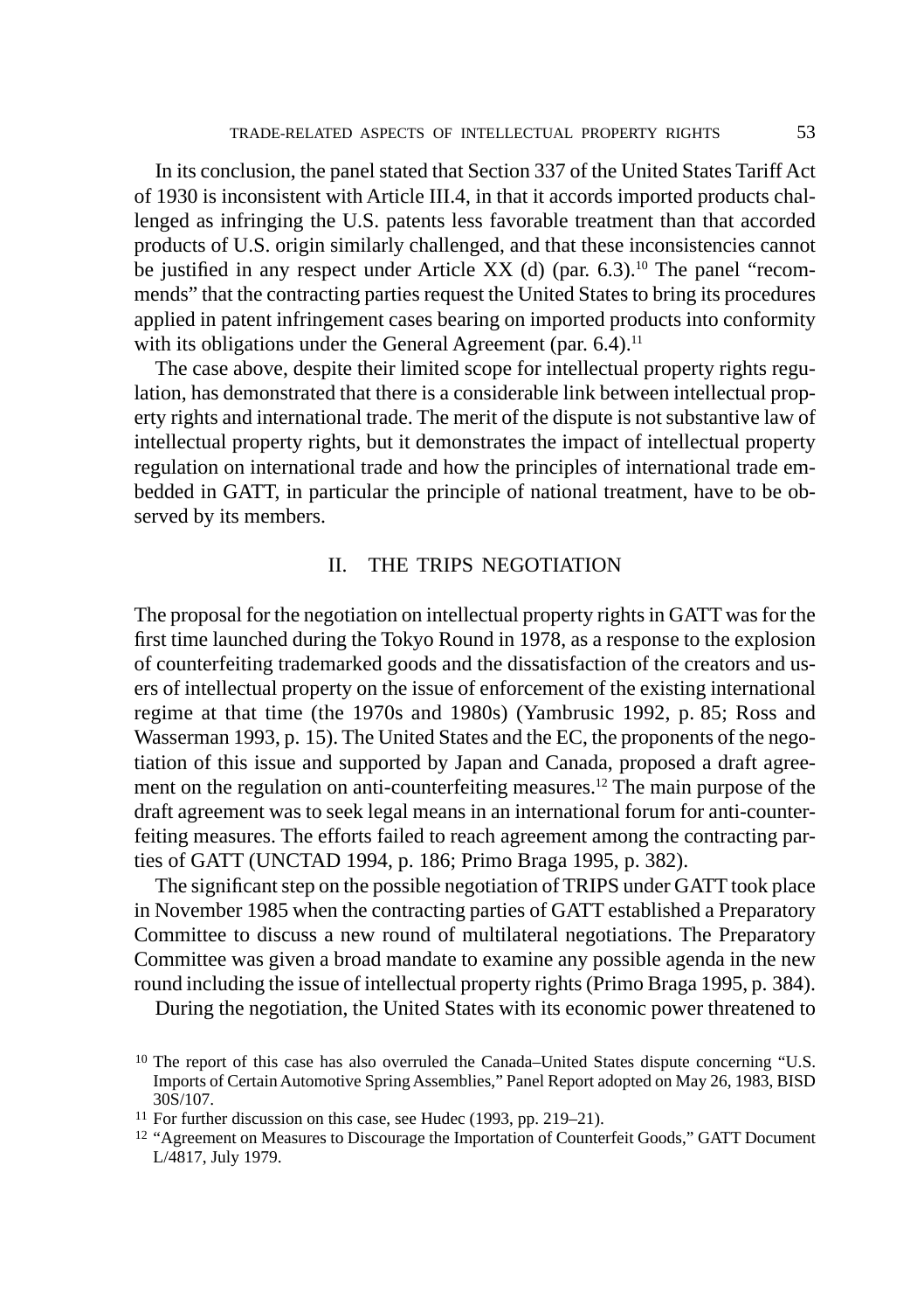In its conclusion, the panel stated that Section 337 of the United States Tariff Act of 1930 is inconsistent with Article III.4, in that it accords imported products challenged as infringing the U.S. patents less favorable treatment than that accorded products of U.S. origin similarly challenged, and that these inconsistencies cannot be justified in any respect under Article XX (d) (par. 6.3).[10] The panel "recommends" that the contracting parties request the United States to bring its procedures applied in patent infringement cases bearing on imported products into conformity with its obligations under the General Agreement (par. 6.4).[11]

The case above, despite their limited scope for intellectual property rights regulation, has demonstrated that there is a considerable link between intellectual property rights and international trade. The merit of the dispute is not substantive law of intellectual property rights, but it demonstrates the impact of intellectual property regulation on international trade and how the principles of international trade embedded in GATT, in particular the principle of national treatment, have to be observed by its members.

## II. THE TRIPS NEGOTIATION

The proposal for the negotiation on intellectual property rights in GATT was for the first time launched during the Tokyo Round in 1978, as a response to the explosion of counterfeiting trademarked goods and the dissatisfaction of the creators and users of intellectual property on the issue of enforcement of the existing international regime at that time (the 1970s and 1980s) (Yambrusic 1992, p. 85; Ross and Wasserman 1993, p. 15). The United States and the EC, the proponents of the negotiation of this issue and supported by Japan and Canada, proposed a draft agreement on the regulation on anti-counterfeiting measures.[12] The main purpose of the draft agreement was to seek legal means in an international forum for anti-counterfeiting measures. The efforts failed to reach agreement among the contracting parties of GATT (UNCTAD 1994, p. 186; Primo Braga 1995, p. 382).

The significant step on the possible negotiation of TRIPS under GATT took place in November 1985 when the contracting parties of GATT established a Preparatory Committee to discuss a new round of multilateral negotiations. The Preparatory Committee was given a broad mandate to examine any possible agenda in the new round including the issue of intellectual property rights (Primo Braga 1995, p. 384).

During the negotiation, the United States with its economic power threatened to

[10] The report of this case has also overruled the Canada–United States dispute concerning "U.S. Imports of Certain Automotive Spring Assemblies," Panel Report adopted on May 26, 1983, BISD 30S/107.

[11] For further discussion on this case, see Hudec (1993, pp. 219–21).

[12] "Agreement on Measures to Discourage the Importation of Counterfeit Goods," GATT Document L/4817, July 1979.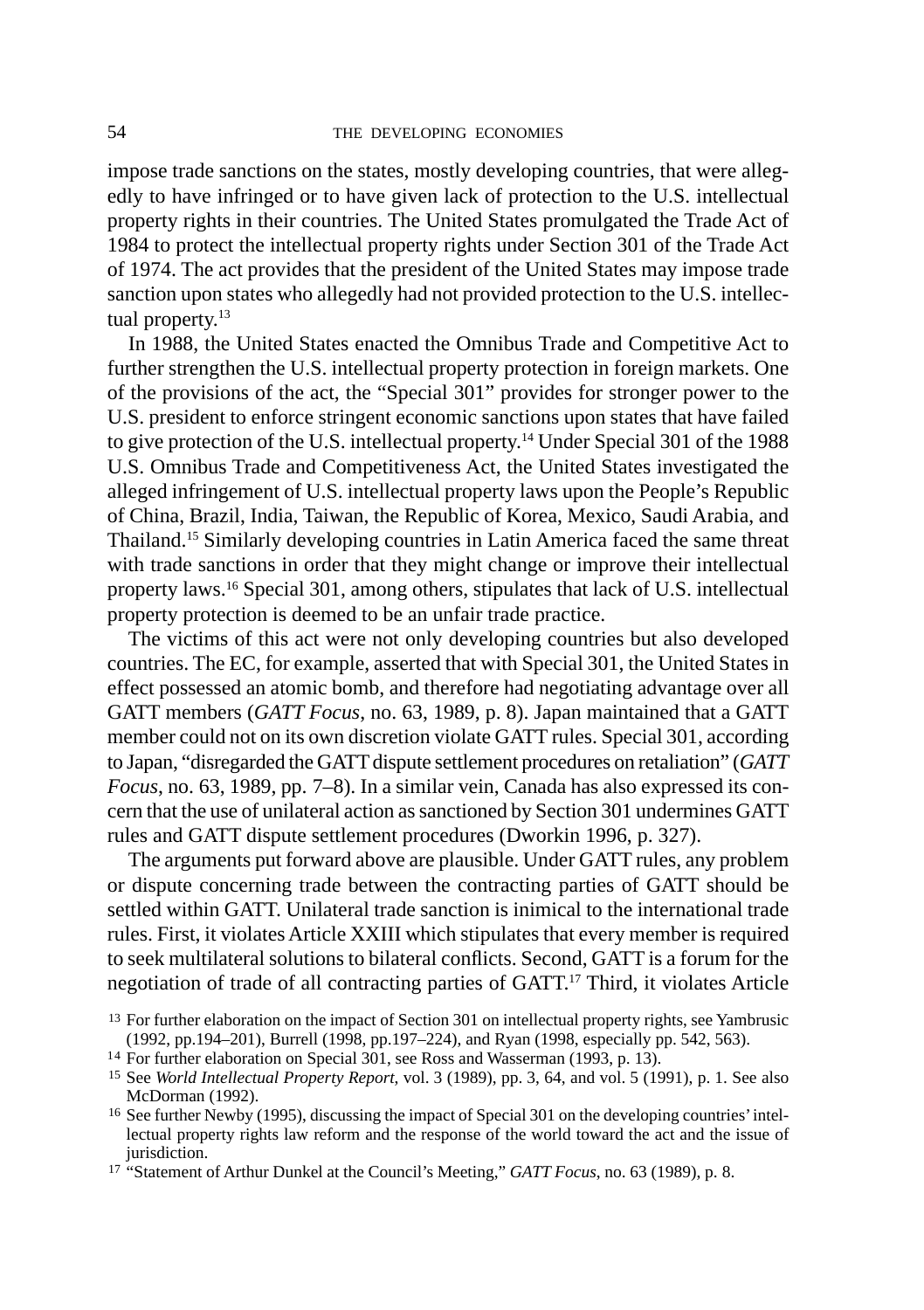impose trade sanctions on the states, mostly developing countries, that were allegedly to have infringed or to have given lack of protection to the U.S. intellectual property rights in their countries. The United States promulgated the Trade Act of 1984 to protect the intellectual property rights under Section 301 of the Trade Act of 1974. The act provides that the president of the United States may impose trade sanction upon states who allegedly had not provided protection to the U.S. intellectual property.[13]

In 1988, the United States enacted the Omnibus Trade and Competitive Act to further strengthen the U.S. intellectual property protection in foreign markets. One of the provisions of the act, the "Special 301" provides for stronger power to the U.S. president to enforce stringent economic sanctions upon states that have failed to give protection of the U.S. intellectual property.[14] Under Special 301 of the 1988 U.S. Omnibus Trade and Competitiveness Act, the United States investigated the alleged infringement of U.S. intellectual property laws upon the People's Republic of China, Brazil, India, Taiwan, the Republic of Korea, Mexico, Saudi Arabia, and Thailand.[15] Similarly developing countries in Latin America faced the same threat with trade sanctions in order that they might change or improve their intellectual property laws.[16] Special 301, among others, stipulates that lack of U.S. intellectual property protection is deemed to be an unfair trade practice.

The victims of this act were not only developing countries but also developed countries. The EC, for example, asserted that with Special 301, the United States in effect possessed an atomic bomb, and therefore had negotiating advantage over all GATT members (*GATT Focus*, no. 63, 1989, p. 8). Japan maintained that a GATT member could not on its own discretion violate GATT rules. Special 301, according to Japan, "disregarded the GATT dispute settlement procedures on retaliation" (*GATT Focus*, no. 63, 1989, pp. 7–8). In a similar vein, Canada has also expressed its concern that the use of unilateral action as sanctioned by Section 301 undermines GATT rules and GATT dispute settlement procedures (Dworkin 1996, p. 327).

The arguments put forward above are plausible. Under GATT rules, any problem or dispute concerning trade between the contracting parties of GATT should be settled within GATT. Unilateral trade sanction is inimical to the international trade rules. First, it violates Article XXIII which stipulates that every member is required to seek multilateral solutions to bilateral conflicts. Second, GATT is a forum for the negotiation of trade of all contracting parties of GATT.[17] Third, it violates Article

[13] For further elaboration on the impact of Section 301 on intellectual property rights, see Yambrusic (1992, pp.194–201), Burrell (1998, pp.197–224), and Ryan (1998, especially pp. 542, 563).

[14] For further elaboration on Special 301, see Ross and Wasserman (1993, p. 13).

[15] See *World Intellectual Property Report*, vol. 3 (1989), pp. 3, 64, and vol. 5 (1991), p. 1. See also McDorman (1992).

[16] See further Newby (1995), discussing the impact of Special 301 on the developing countries' intellectual property rights law reform and the response of the world toward the act and the issue of jurisdiction.

[17] "Statement of Arthur Dunkel at the Council's Meeting," *GATT Focus*, no. 63 (1989), p. 8.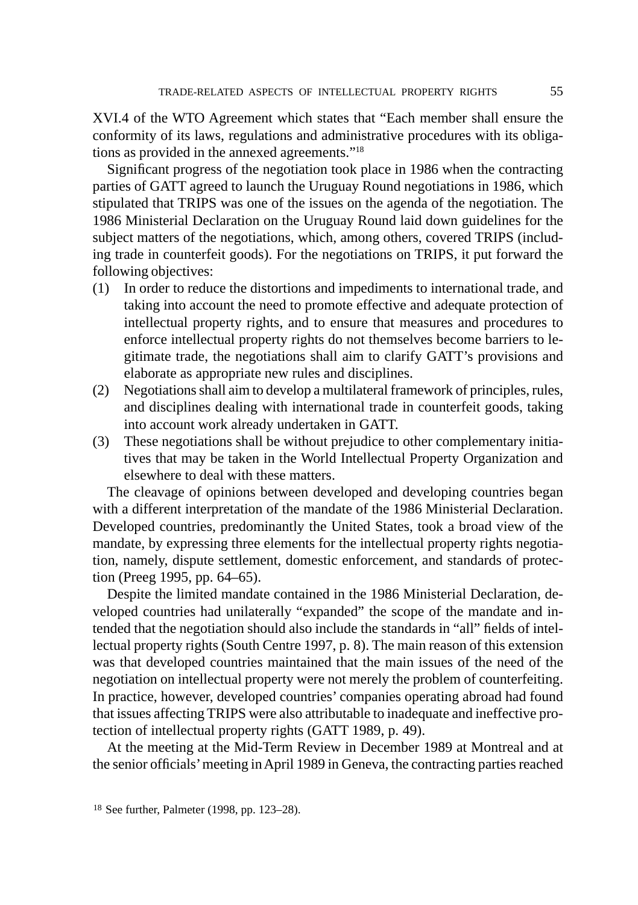XVI.4 of the WTO Agreement which states that "Each member shall ensure the conformity of its laws, regulations and administrative procedures with its obligations as provided in the annexed agreements."[18]

Significant progress of the negotiation took place in 1986 when the contracting parties of GATT agreed to launch the Uruguay Round negotiations in 1986, which stipulated that TRIPS was one of the issues on the agenda of the negotiation. The 1986 Ministerial Declaration on the Uruguay Round laid down guidelines for the subject matters of the negotiations, which, among others, covered TRIPS (including trade in counterfeit goods). For the negotiations on TRIPS, it put forward the following objectives:

(1) In order to reduce the distortions and impediments to international trade, and taking into account the need to promote effective and adequate protection of intellectual property rights, and to ensure that measures and procedures to enforce intellectual property rights do not themselves become barriers to legitimate trade, the negotiations shall aim to clarify GATT's provisions and elaborate as appropriate new rules and disciplines.

(2) Negotiations shall aim to develop a multilateral framework of principles, rules, and disciplines dealing with international trade in counterfeit goods, taking into account work already undertaken in GATT.

(3) These negotiations shall be without prejudice to other complementary initiatives that may be taken in the World Intellectual Property Organization and elsewhere to deal with these matters.

The cleavage of opinions between developed and developing countries began with a different interpretation of the mandate of the 1986 Ministerial Declaration. Developed countries, predominantly the United States, took a broad view of the mandate, by expressing three elements for the intellectual property rights negotiation, namely, dispute settlement, domestic enforcement, and standards of protection (Preeg 1995, pp. 64–65).

Despite the limited mandate contained in the 1986 Ministerial Declaration, developed countries had unilaterally "expanded" the scope of the mandate and intended that the negotiation should also include the standards in "all" fields of intellectual property rights (South Centre 1997, p. 8). The main reason of this extension was that developed countries maintained that the main issues of the need of the negotiation on intellectual property were not merely the problem of counterfeiting. In practice, however, developed countries' companies operating abroad had found that issues affecting TRIPS were also attributable to inadequate and ineffective protection of intellectual property rights (GATT 1989, p. 49).

At the meeting at the Mid-Term Review in December 1989 at Montreal and at the senior officials' meeting in April 1989 in Geneva, the contracting parties reached

[18] See further, Palmeter (1998, pp. 123–28).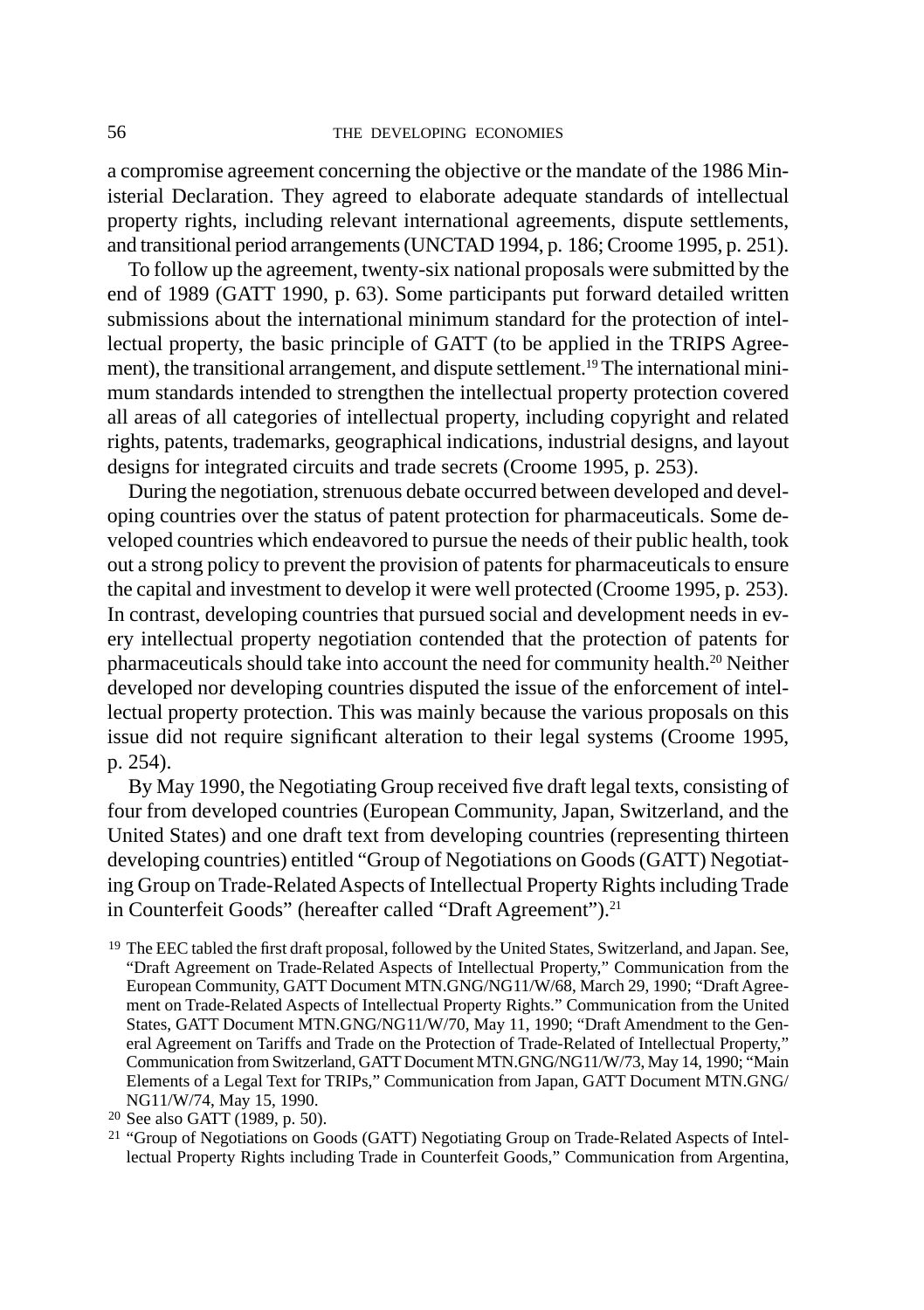a compromise agreement concerning the objective or the mandate of the 1986 Ministerial Declaration. They agreed to elaborate adequate standards of intellectual property rights, including relevant international agreements, dispute settlements, and transitional period arrangements (UNCTAD 1994, p. 186; Croome 1995, p. 251).

To follow up the agreement, twenty-six national proposals were submitted by the end of 1989 (GATT 1990, p. 63). Some participants put forward detailed written submissions about the international minimum standard for the protection of intellectual property, the basic principle of GATT (to be applied in the TRIPS Agreement), the transitional arrangement, and dispute settlement.[19] The international minimum standards intended to strengthen the intellectual property protection covered all areas of all categories of intellectual property, including copyright and related rights, patents, trademarks, geographical indications, industrial designs, and layout designs for integrated circuits and trade secrets (Croome 1995, p. 253).

During the negotiation, strenuous debate occurred between developed and developing countries over the status of patent protection for pharmaceuticals. Some developed countries which endeavored to pursue the needs of their public health, took out a strong policy to prevent the provision of patents for pharmaceuticals to ensure the capital and investment to develop it were well protected (Croome 1995, p. 253). In contrast, developing countries that pursued social and development needs in every intellectual property negotiation contended that the protection of patents for pharmaceuticals should take into account the need for community health.[20] Neither developed nor developing countries disputed the issue of the enforcement of intellectual property protection. This was mainly because the various proposals on this issue did not require significant alteration to their legal systems (Croome 1995, p. 254).

By May 1990, the Negotiating Group received five draft legal texts, consisting of four from developed countries (European Community, Japan, Switzerland, and the United States) and one draft text from developing countries (representing thirteen developing countries) entitled "Group of Negotiations on Goods (GATT) Negotiating Group on Trade-Related Aspects of Intellectual Property Rights including Trade in Counterfeit Goods" (hereafter called "Draft Agreement").[21]

[19] The EEC tabled the first draft proposal, followed by the United States, Switzerland, and Japan. See, "Draft Agreement on Trade-Related Aspects of Intellectual Property," Communication from the European Community, GATT Document MTN.GNG/NG11/W/68, March 29, 1990; "Draft Agreement on Trade-Related Aspects of Intellectual Property Rights." Communication from the United States, GATT Document MTN.GNG/NG11/W/70, May 11, 1990; "Draft Amendment to the General Agreement on Tariffs and Trade on the Protection of Trade-Related of Intellectual Property," Communication from Switzerland, GATT Document MTN.GNG/NG11/W/73, May 14, 1990; "Main Elements of a Legal Text for TRIPs," Communication from Japan, GATT Document MTN.GNG/NG11/W/74, May 15, 1990.

[20] See also GATT (1989, p. 50).

[21] "Group of Negotiations on Goods (GATT) Negotiating Group on Trade-Related Aspects of Intellectual Property Rights including Trade in Counterfeit Goods," Communication from Argentina,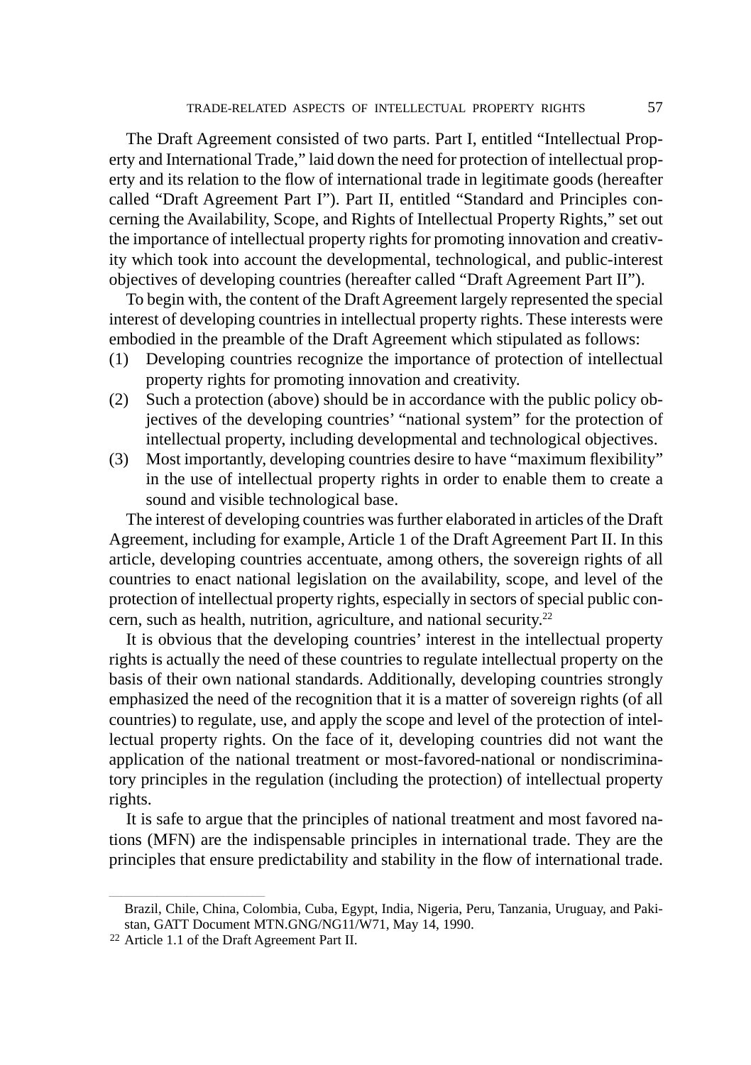The Draft Agreement consisted of two parts. Part I, entitled "Intellectual Property and International Trade," laid down the need for protection of intellectual property and its relation to the flow of international trade in legitimate goods (hereafter called "Draft Agreement Part I"). Part II, entitled "Standard and Principles concerning the Availability, Scope, and Rights of Intellectual Property Rights," set out the importance of intellectual property rights for promoting innovation and creativity which took into account the developmental, technological, and public-interest objectives of developing countries (hereafter called "Draft Agreement Part II").

To begin with, the content of the Draft Agreement largely represented the special interest of developing countries in intellectual property rights. These interests were embodied in the preamble of the Draft Agreement which stipulated as follows:

(1) Developing countries recognize the importance of protection of intellectual property rights for promoting innovation and creativity.
(2) Such a protection (above) should be in accordance with the public policy objectives of the developing countries' "national system" for the protection of intellectual property, including developmental and technological objectives.
(3) Most importantly, developing countries desire to have "maximum flexibility" in the use of intellectual property rights in order to enable them to create a sound and visible technological base.

The interest of developing countries was further elaborated in articles of the Draft Agreement, including for example, Article 1 of the Draft Agreement Part II. In this article, developing countries accentuate, among others, the sovereign rights of all countries to enact national legislation on the availability, scope, and level of the protection of intellectual property rights, especially in sectors of special public concern, such as health, nutrition, agriculture, and national security.[22]

It is obvious that the developing countries' interest in the intellectual property rights is actually the need of these countries to regulate intellectual property on the basis of their own national standards. Additionally, developing countries strongly emphasized the need of the recognition that it is a matter of sovereign rights (of all countries) to regulate, use, and apply the scope and level of the protection of intellectual property rights. On the face of it, developing countries did not want the application of the national treatment or most-favored-national or nondiscriminatory principles in the regulation (including the protection) of intellectual property rights.

It is safe to argue that the principles of national treatment and most favored nations (MFN) are the indispensable principles in international trade. They are the principles that ensure predictability and stability in the flow of international trade.

---

Brazil, Chile, China, Colombia, Cuba, Egypt, India, Nigeria, Peru, Tanzania, Uruguay, and Pakistan, GATT Document MTN.GNG/NG11/W71, May 14, 1990.

[22] Article 1.1 of the Draft Agreement Part II.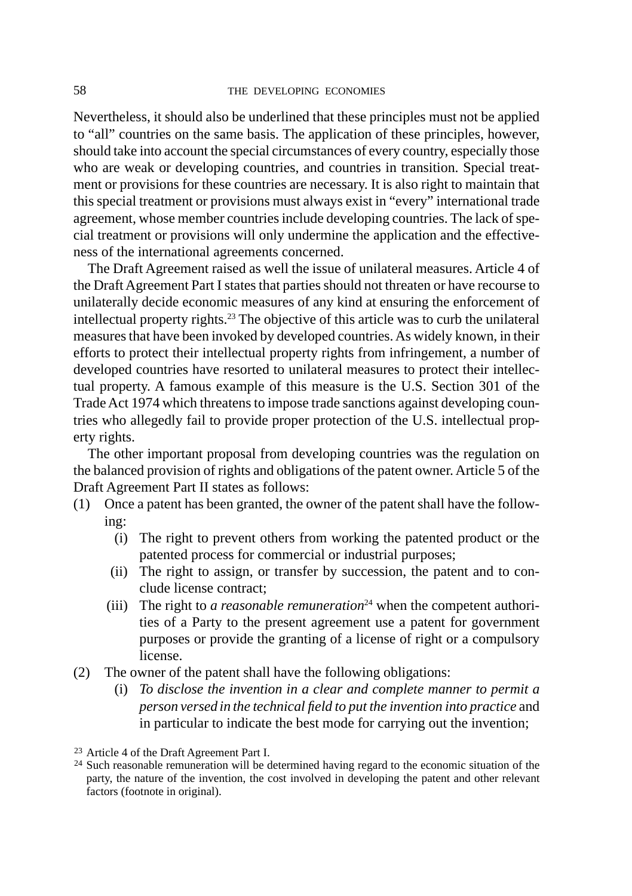Nevertheless, it should also be underlined that these principles must not be applied to "all" countries on the same basis. The application of these principles, however, should take into account the special circumstances of every country, especially those who are weak or developing countries, and countries in transition. Special treatment or provisions for these countries are necessary. It is also right to maintain that this special treatment or provisions must always exist in "every" international trade agreement, whose member countries include developing countries. The lack of special treatment or provisions will only undermine the application and the effectiveness of the international agreements concerned.

The Draft Agreement raised as well the issue of unilateral measures. Article 4 of the Draft Agreement Part I states that parties should not threaten or have recourse to unilaterally decide economic measures of any kind at ensuring the enforcement of intellectual property rights.[23] The objective of this article was to curb the unilateral measures that have been invoked by developed countries. As widely known, in their efforts to protect their intellectual property rights from infringement, a number of developed countries have resorted to unilateral measures to protect their intellectual property. A famous example of this measure is the U.S. Section 301 of the Trade Act 1974 which threatens to impose trade sanctions against developing countries who allegedly fail to provide proper protection of the U.S. intellectual property rights.

The other important proposal from developing countries was the regulation on the balanced provision of rights and obligations of the patent owner. Article 5 of the Draft Agreement Part II states as follows:

(1) Once a patent has been granted, the owner of the patent shall have the following:
   - (i) The right to prevent others from working the patented product or the patented process for commercial or industrial purposes;
   - (ii) The right to assign, or transfer by succession, the patent and to conclude license contract;
   - (iii) The right to *a reasonable remuneration*[24] when the competent authorities of a Party to the present agreement use a patent for government purposes or provide the granting of a license of right or a compulsory license.

(2) The owner of the patent shall have the following obligations:
   - (i) *To disclose the invention in a clear and complete manner to permit a person versed in the technical field to put the invention into practice* and in particular to indicate the best mode for carrying out the invention;

[23] Article 4 of the Draft Agreement Part I.

[24] Such reasonable remuneration will be determined having regard to the economic situation of the party, the nature of the invention, the cost involved in developing the patent and other relevant factors (footnote in original).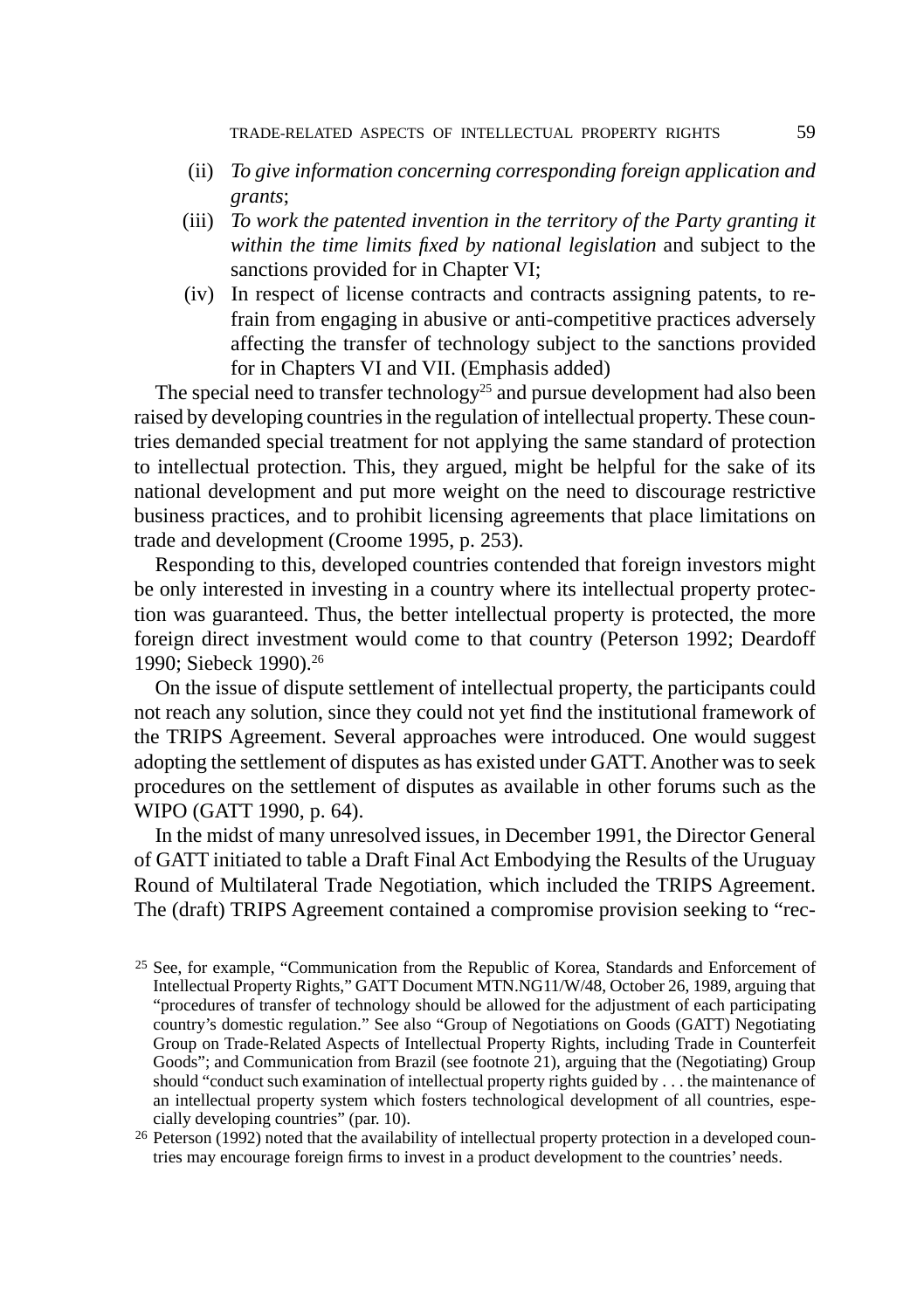(ii) *To give information concerning corresponding foreign application and grants*;

(iii) *To work the patented invention in the territory of the Party granting it within the time limits fixed by national legislation* and subject to the sanctions provided for in Chapter VI;

(iv) In respect of license contracts and contracts assigning patents, to refrain from engaging in abusive or anti-competitive practices adversely affecting the transfer of technology subject to the sanctions provided for in Chapters VI and VII. (Emphasis added)

The special need to transfer technology[25] and pursue development had also been raised by developing countries in the regulation of intellectual property. These countries demanded special treatment for not applying the same standard of protection to intellectual protection. This, they argued, might be helpful for the sake of its national development and put more weight on the need to discourage restrictive business practices, and to prohibit licensing agreements that place limitations on trade and development (Croome 1995, p. 253).

Responding to this, developed countries contended that foreign investors might be only interested in investing in a country where its intellectual property protection was guaranteed. Thus, the better intellectual property is protected, the more foreign direct investment would come to that country (Peterson 1992; Deardoff 1990; Siebeck 1990).[26]

On the issue of dispute settlement of intellectual property, the participants could not reach any solution, since they could not yet find the institutional framework of the TRIPS Agreement. Several approaches were introduced. One would suggest adopting the settlement of disputes as has existed under GATT. Another was to seek procedures on the settlement of disputes as available in other forums such as the WIPO (GATT 1990, p. 64).

In the midst of many unresolved issues, in December 1991, the Director General of GATT initiated to table a Draft Final Act Embodying the Results of the Uruguay Round of Multilateral Trade Negotiation, which included the TRIPS Agreement. The (draft) TRIPS Agreement contained a compromise provision seeking to "rec-

[25] See, for example, "Communication from the Republic of Korea, Standards and Enforcement of Intellectual Property Rights," GATT Document MTN.NG11/W/48, October 26, 1989, arguing that "procedures of transfer of technology should be allowed for the adjustment of each participating country's domestic regulation." See also "Group of Negotiations on Goods (GATT) Negotiating Group on Trade-Related Aspects of Intellectual Property Rights, including Trade in Counterfeit Goods"; and Communication from Brazil (see footnote 21), arguing that the (Negotiating) Group should "conduct such examination of intellectual property rights guided by . . . the maintenance of an intellectual property system which fosters technological development of all countries, especially developing countries" (par. 10).

[26] Peterson (1992) noted that the availability of intellectual property protection in a developed countries may encourage foreign firms to invest in a product development to the countries' needs.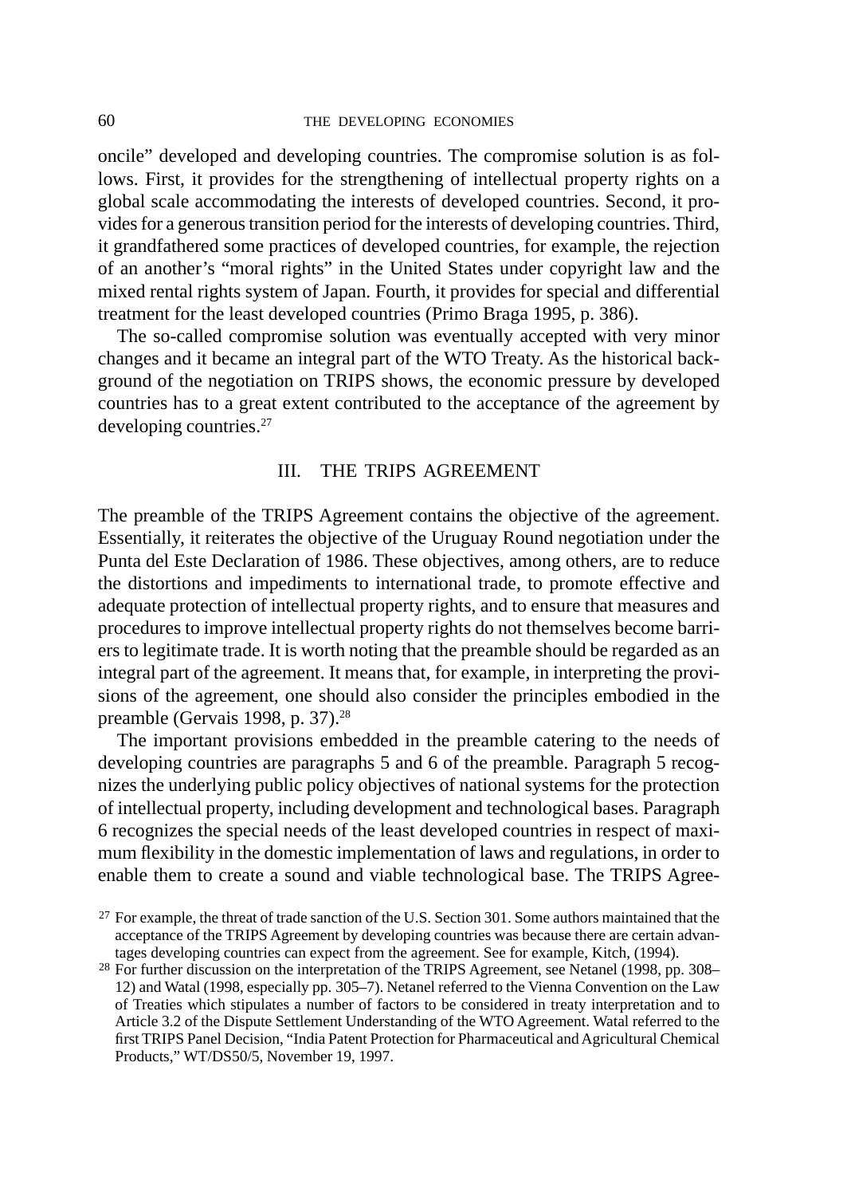oncile" developed and developing countries. The compromise solution is as follows. First, it provides for the strengthening of intellectual property rights on a global scale accommodating the interests of developed countries. Second, it provides for a generous transition period for the interests of developing countries. Third, it grandfathered some practices of developed countries, for example, the rejection of an another's "moral rights" in the United States under copyright law and the mixed rental rights system of Japan. Fourth, it provides for special and differential treatment for the least developed countries (Primo Braga 1995, p. 386).

The so-called compromise solution was eventually accepted with very minor changes and it became an integral part of the WTO Treaty. As the historical background of the negotiation on TRIPS shows, the economic pressure by developed countries has to a great extent contributed to the acceptance of the agreement by developing countries.[27]

## III. THE TRIPS AGREEMENT

The preamble of the TRIPS Agreement contains the objective of the agreement. Essentially, it reiterates the objective of the Uruguay Round negotiation under the Punta del Este Declaration of 1986. These objectives, among others, are to reduce the distortions and impediments to international trade, to promote effective and adequate protection of intellectual property rights, and to ensure that measures and procedures to improve intellectual property rights do not themselves become barriers to legitimate trade. It is worth noting that the preamble should be regarded as an integral part of the agreement. It means that, for example, in interpreting the provisions of the agreement, one should also consider the principles embodied in the preamble (Gervais 1998, p. 37).[28]

The important provisions embedded in the preamble catering to the needs of developing countries are paragraphs 5 and 6 of the preamble. Paragraph 5 recognizes the underlying public policy objectives of national systems for the protection of intellectual property, including development and technological bases. Paragraph 6 recognizes the special needs of the least developed countries in respect of maximum flexibility in the domestic implementation of laws and regulations, in order to enable them to create a sound and viable technological base. The TRIPS Agree-

[27] For example, the threat of trade sanction of the U.S. Section 301. Some authors maintained that the acceptance of the TRIPS Agreement by developing countries was because there are certain advantages developing countries can expect from the agreement. See for example, Kitch, (1994).

[28] For further discussion on the interpretation of the TRIPS Agreement, see Netanel (1998, pp. 308–12) and Watal (1998, especially pp. 305–7). Netanel referred to the Vienna Convention on the Law of Treaties which stipulates a number of factors to be considered in treaty interpretation and to Article 3.2 of the Dispute Settlement Understanding of the WTO Agreement. Watal referred to the first TRIPS Panel Decision, "India Patent Protection for Pharmaceutical and Agricultural Chemical Products," WT/DS50/5, November 19, 1997.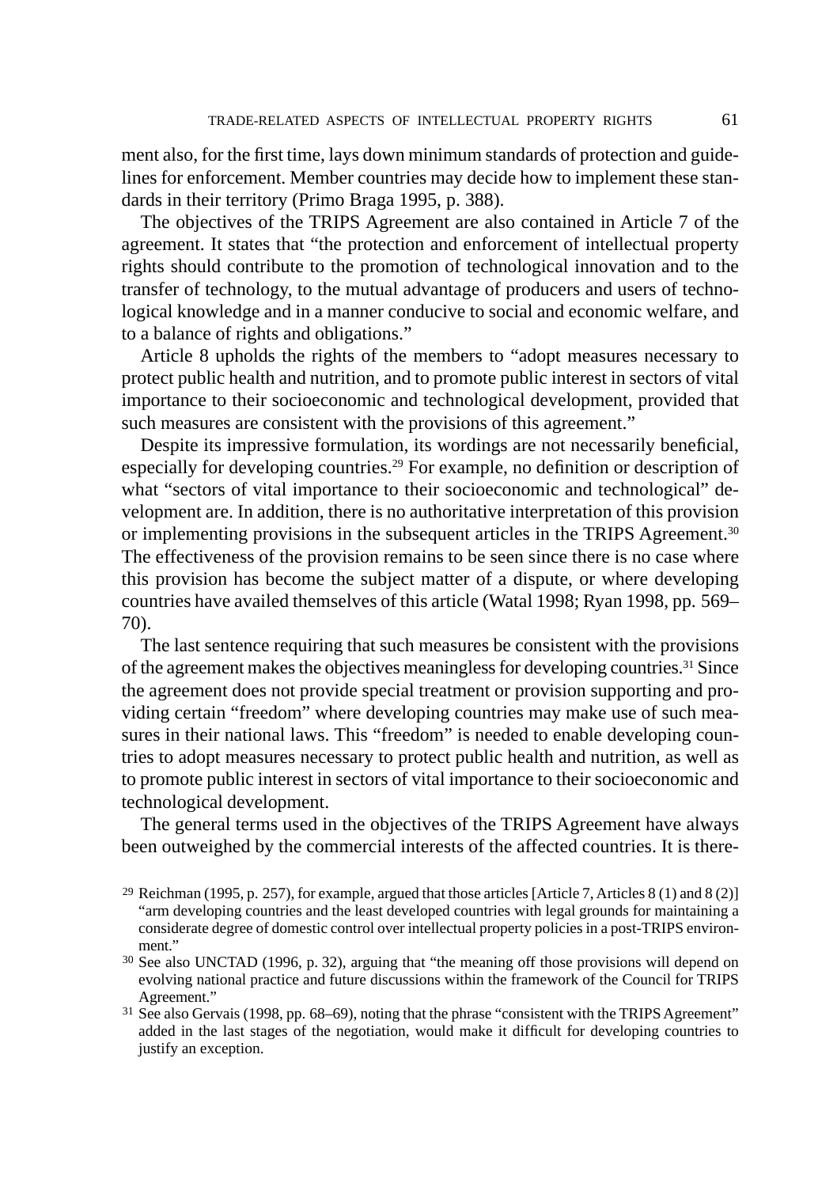ment also, for the first time, lays down minimum standards of protection and guidelines for enforcement. Member countries may decide how to implement these standards in their territory (Primo Braga 1995, p. 388).

The objectives of the TRIPS Agreement are also contained in Article 7 of the agreement. It states that "the protection and enforcement of intellectual property rights should contribute to the promotion of technological innovation and to the transfer of technology, to the mutual advantage of producers and users of technological knowledge and in a manner conducive to social and economic welfare, and to a balance of rights and obligations."

Article 8 upholds the rights of the members to "adopt measures necessary to protect public health and nutrition, and to promote public interest in sectors of vital importance to their socioeconomic and technological development, provided that such measures are consistent with the provisions of this agreement."

Despite its impressive formulation, its wordings are not necessarily beneficial, especially for developing countries.[29] For example, no definition or description of what "sectors of vital importance to their socioeconomic and technological" development are. In addition, there is no authoritative interpretation of this provision or implementing provisions in the subsequent articles in the TRIPS Agreement.[30] The effectiveness of the provision remains to be seen since there is no case where this provision has become the subject matter of a dispute, or where developing countries have availed themselves of this article (Watal 1998; Ryan 1998, pp. 569–70).

The last sentence requiring that such measures be consistent with the provisions of the agreement makes the objectives meaningless for developing countries.[31] Since the agreement does not provide special treatment or provision supporting and providing certain "freedom" where developing countries may make use of such measures in their national laws. This "freedom" is needed to enable developing countries to adopt measures necessary to protect public health and nutrition, as well as to promote public interest in sectors of vital importance to their socioeconomic and technological development.

The general terms used in the objectives of the TRIPS Agreement have always been outweighed by the commercial interests of the affected countries. It is there-

[29] Reichman (1995, p. 257), for example, argued that those articles [Article 7, Articles 8 (1) and 8 (2)] "arm developing countries and the least developed countries with legal grounds for maintaining a considerate degree of domestic control over intellectual property policies in a post-TRIPS environment."

[30] See also UNCTAD (1996, p. 32), arguing that "the meaning off those provisions will depend on evolving national practice and future discussions within the framework of the Council for TRIPS Agreement."

[31] See also Gervais (1998, pp. 68–69), noting that the phrase "consistent with the TRIPS Agreement" added in the last stages of the negotiation, would make it difficult for developing countries to justify an exception.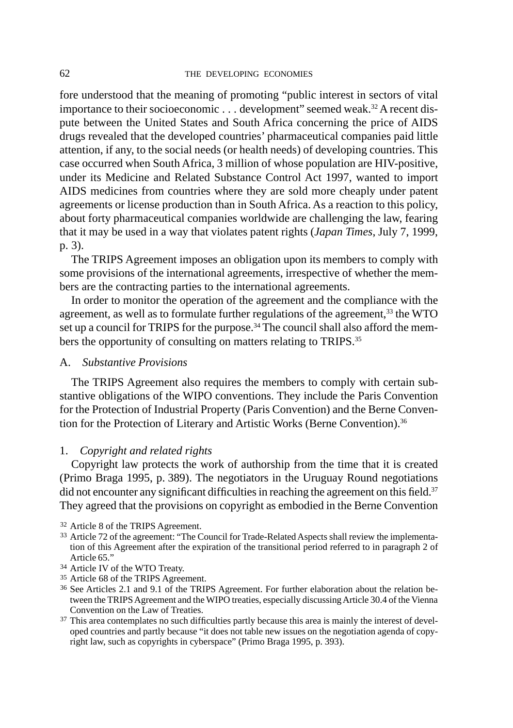fore understood that the meaning of promoting "public interest in sectors of vital importance to their socioeconomic . . . development" seemed weak.[32] A recent dispute between the United States and South Africa concerning the price of AIDS drugs revealed that the developed countries' pharmaceutical companies paid little attention, if any, to the social needs (or health needs) of developing countries. This case occurred when South Africa, 3 million of whose population are HIV-positive, under its Medicine and Related Substance Control Act 1997, wanted to import AIDS medicines from countries where they are sold more cheaply under patent agreements or license production than in South Africa. As a reaction to this policy, about forty pharmaceutical companies worldwide are challenging the law, fearing that it may be used in a way that violates patent rights (*Japan Times*, July 7, 1999, p. 3).

The TRIPS Agreement imposes an obligation upon its members to comply with some provisions of the international agreements, irrespective of whether the members are the contracting parties to the international agreements.

In order to monitor the operation of the agreement and the compliance with the agreement, as well as to formulate further regulations of the agreement,[33] the WTO set up a council for TRIPS for the purpose.[34] The council shall also afford the members the opportunity of consulting on matters relating to TRIPS.[35]

### A. *Substantive Provisions*

The TRIPS Agreement also requires the members to comply with certain substantive obligations of the WIPO conventions. They include the Paris Convention for the Protection of Industrial Property (Paris Convention) and the Berne Convention for the Protection of Literary and Artistic Works (Berne Convention).[36]

#### 1. *Copyright and related rights*

Copyright law protects the work of authorship from the time that it is created (Primo Braga 1995, p. 389). The negotiators in the Uruguay Round negotiations did not encounter any significant difficulties in reaching the agreement on this field.[37] They agreed that the provisions on copyright as embodied in the Berne Convention

---

[32] Article 8 of the TRIPS Agreement.

[33] Article 72 of the agreement: "The Council for Trade-Related Aspects shall review the implementation of this Agreement after the expiration of the transitional period referred to in paragraph 2 of Article 65."

[34] Article IV of the WTO Treaty.

[35] Article 68 of the TRIPS Agreement.

[36] See Articles 2.1 and 9.1 of the TRIPS Agreement. For further elaboration about the relation between the TRIPS Agreement and the WIPO treaties, especially discussing Article 30.4 of the Vienna Convention on the Law of Treaties.

[37] This area contemplates no such difficulties partly because this area is mainly the interest of developed countries and partly because "it does not table new issues on the negotiation agenda of copyright law, such as copyrights in cyberspace" (Primo Braga 1995, p. 393).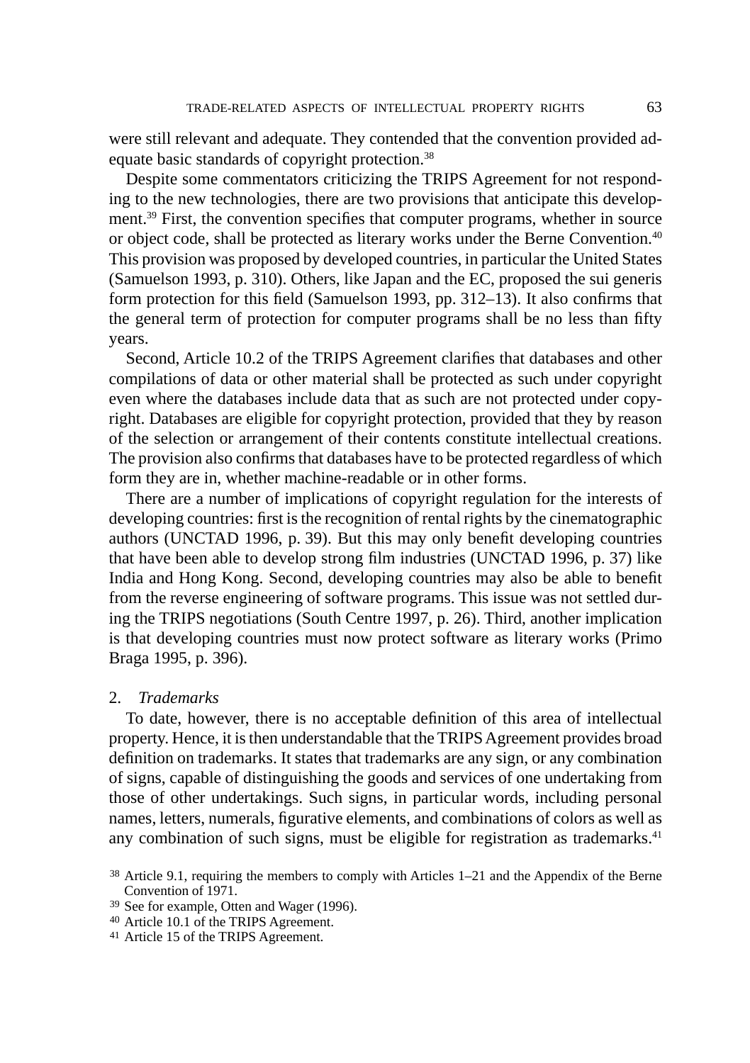were still relevant and adequate. They contended that the convention provided adequate basic standards of copyright protection.[38]

Despite some commentators criticizing the TRIPS Agreement for not responding to the new technologies, there are two provisions that anticipate this development.[39] First, the convention specifies that computer programs, whether in source or object code, shall be protected as literary works under the Berne Convention.[40] This provision was proposed by developed countries, in particular the United States (Samuelson 1993, p. 310). Others, like Japan and the EC, proposed the sui generis form protection for this field (Samuelson 1993, pp. 312–13). It also confirms that the general term of protection for computer programs shall be no less than fifty years.

Second, Article 10.2 of the TRIPS Agreement clarifies that databases and other compilations of data or other material shall be protected as such under copyright even where the databases include data that as such are not protected under copyright. Databases are eligible for copyright protection, provided that they by reason of the selection or arrangement of their contents constitute intellectual creations. The provision also confirms that databases have to be protected regardless of which form they are in, whether machine-readable or in other forms.

There are a number of implications of copyright regulation for the interests of developing countries: first is the recognition of rental rights by the cinematographic authors (UNCTAD 1996, p. 39). But this may only benefit developing countries that have been able to develop strong film industries (UNCTAD 1996, p. 37) like India and Hong Kong. Second, developing countries may also be able to benefit from the reverse engineering of software programs. This issue was not settled during the TRIPS negotiations (South Centre 1997, p. 26). Third, another implication is that developing countries must now protect software as literary works (Primo Braga 1995, p. 396).

2. *Trademarks*

To date, however, there is no acceptable definition of this area of intellectual property. Hence, it is then understandable that the TRIPS Agreement provides broad definition on trademarks. It states that trademarks are any sign, or any combination of signs, capable of distinguishing the goods and services of one undertaking from those of other undertakings. Such signs, in particular words, including personal names, letters, numerals, figurative elements, and combinations of colors as well as any combination of such signs, must be eligible for registration as trademarks.[41]

[38] Article 9.1, requiring the members to comply with Articles 1–21 and the Appendix of the Berne Convention of 1971.

[39] See for example, Otten and Wager (1996).

[40] Article 10.1 of the TRIPS Agreement.

[41] Article 15 of the TRIPS Agreement.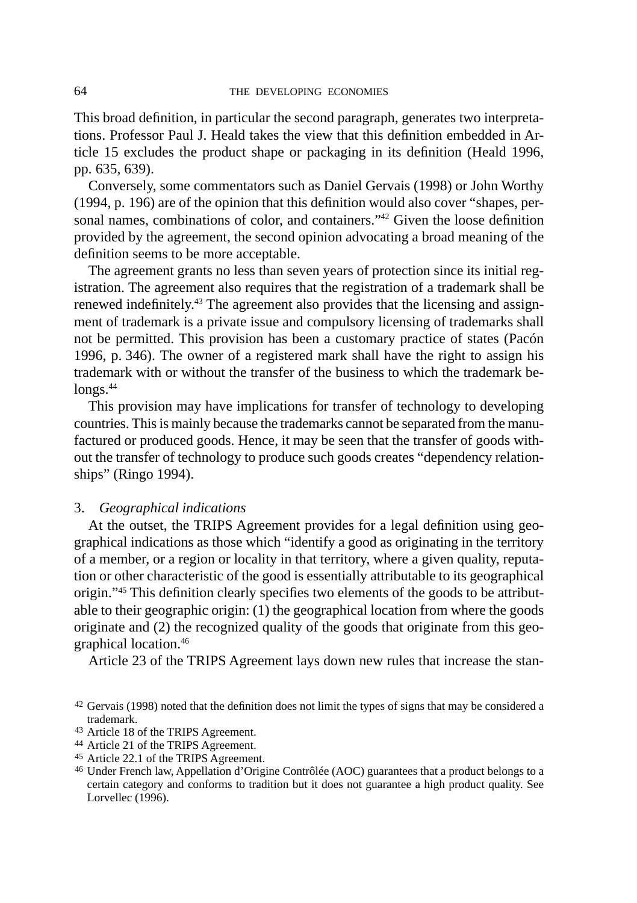This broad definition, in particular the second paragraph, generates two interpretations. Professor Paul J. Heald takes the view that this definition embedded in Article 15 excludes the product shape or packaging in its definition (Heald 1996, pp. 635, 639).

Conversely, some commentators such as Daniel Gervais (1998) or John Worthy (1994, p. 196) are of the opinion that this definition would also cover "shapes, personal names, combinations of color, and containers."[42] Given the loose definition provided by the agreement, the second opinion advocating a broad meaning of the definition seems to be more acceptable.

The agreement grants no less than seven years of protection since its initial registration. The agreement also requires that the registration of a trademark shall be renewed indefinitely.[43] The agreement also provides that the licensing and assignment of trademark is a private issue and compulsory licensing of trademarks shall not be permitted. This provision has been a customary practice of states (Pacón 1996, p. 346). The owner of a registered mark shall have the right to assign his trademark with or without the transfer of the business to which the trademark belongs.[44]

This provision may have implications for transfer of technology to developing countries. This is mainly because the trademarks cannot be separated from the manufactured or produced goods. Hence, it may be seen that the transfer of goods without the transfer of technology to produce such goods creates "dependency relationships" (Ringo 1994).

3. *Geographical indications*

At the outset, the TRIPS Agreement provides for a legal definition using geographical indications as those which "identify a good as originating in the territory of a member, or a region or locality in that territory, where a given quality, reputation or other characteristic of the good is essentially attributable to its geographical origin."[45] This definition clearly specifies two elements of the goods to be attributable to their geographic origin: (1) the geographical location from where the goods originate and (2) the recognized quality of the goods that originate from this geographical location.[46]

Article 23 of the TRIPS Agreement lays down new rules that increase the stan-

[42] Gervais (1998) noted that the definition does not limit the types of signs that may be considered a trademark.

[43] Article 18 of the TRIPS Agreement.

[44] Article 21 of the TRIPS Agreement.

[45] Article 22.1 of the TRIPS Agreement.

[46] Under French law, Appellation d'Origine Contrôlée (AOC) guarantees that a product belongs to a certain category and conforms to tradition but it does not guarantee a high product quality. See Lorvellec (1996).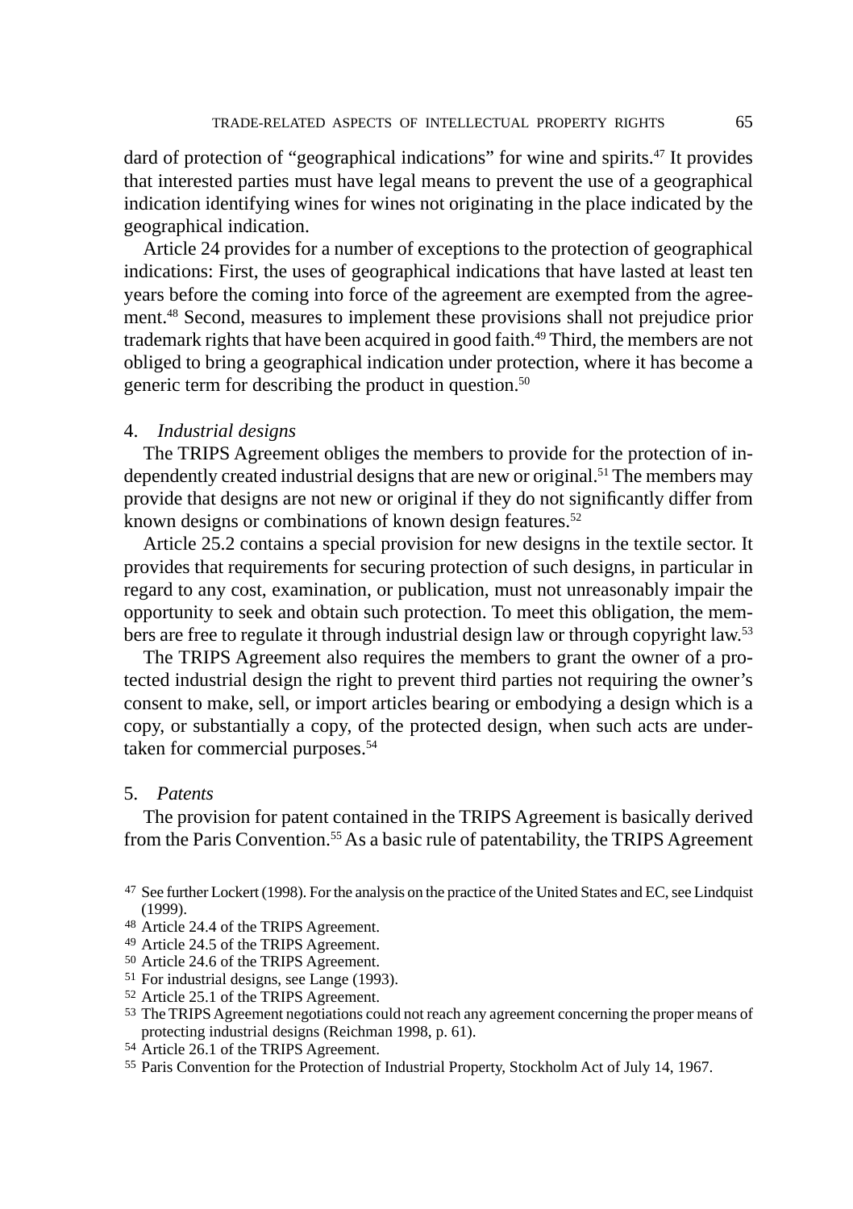dard of protection of "geographical indications" for wine and spirits.[47] It provides that interested parties must have legal means to prevent the use of a geographical indication identifying wines for wines not originating in the place indicated by the geographical indication.

Article 24 provides for a number of exceptions to the protection of geographical indications: First, the uses of geographical indications that have lasted at least ten years before the coming into force of the agreement are exempted from the agreement.[48] Second, measures to implement these provisions shall not prejudice prior trademark rights that have been acquired in good faith.[49] Third, the members are not obliged to bring a geographical indication under protection, where it has become a generic term for describing the product in question.[50]

4. *Industrial designs*

The TRIPS Agreement obliges the members to provide for the protection of independently created industrial designs that are new or original.[51] The members may provide that designs are not new or original if they do not significantly differ from known designs or combinations of known design features.[52]

Article 25.2 contains a special provision for new designs in the textile sector. It provides that requirements for securing protection of such designs, in particular in regard to any cost, examination, or publication, must not unreasonably impair the opportunity to seek and obtain such protection. To meet this obligation, the members are free to regulate it through industrial design law or through copyright law.[53]

The TRIPS Agreement also requires the members to grant the owner of a protected industrial design the right to prevent third parties not requiring the owner's consent to make, sell, or import articles bearing or embodying a design which is a copy, or substantially a copy, of the protected design, when such acts are undertaken for commercial purposes.[54]

5. *Patents*

The provision for patent contained in the TRIPS Agreement is basically derived from the Paris Convention.[55] As a basic rule of patentability, the TRIPS Agreement

---

[47] See further Lockert (1998). For the analysis on the practice of the United States and EC, see Lindquist (1999).

[48] Article 24.4 of the TRIPS Agreement.

[49] Article 24.5 of the TRIPS Agreement.

[50] Article 24.6 of the TRIPS Agreement.

[51] For industrial designs, see Lange (1993).

[52] Article 25.1 of the TRIPS Agreement.

[53] The TRIPS Agreement negotiations could not reach any agreement concerning the proper means of protecting industrial designs (Reichman 1998, p. 61).

[54] Article 26.1 of the TRIPS Agreement.

[55] Paris Convention for the Protection of Industrial Property, Stockholm Act of July 14, 1967.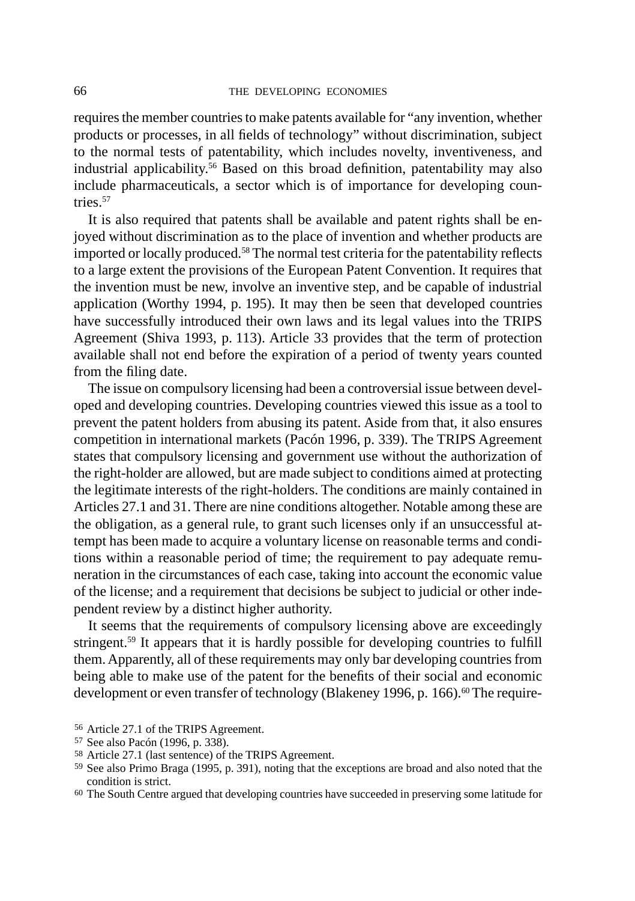requires the member countries to make patents available for "any invention, whether products or processes, in all fields of technology" without discrimination, subject to the normal tests of patentability, which includes novelty, inventiveness, and industrial applicability.[56] Based on this broad definition, patentability may also include pharmaceuticals, a sector which is of importance for developing countries.[57]

It is also required that patents shall be available and patent rights shall be enjoyed without discrimination as to the place of invention and whether products are imported or locally produced.[58] The normal test criteria for the patentability reflects to a large extent the provisions of the European Patent Convention. It requires that the invention must be new, involve an inventive step, and be capable of industrial application (Worthy 1994, p. 195). It may then be seen that developed countries have successfully introduced their own laws and its legal values into the TRIPS Agreement (Shiva 1993, p. 113). Article 33 provides that the term of protection available shall not end before the expiration of a period of twenty years counted from the filing date.

The issue on compulsory licensing had been a controversial issue between developed and developing countries. Developing countries viewed this issue as a tool to prevent the patent holders from abusing its patent. Aside from that, it also ensures competition in international markets (Pacón 1996, p. 339). The TRIPS Agreement states that compulsory licensing and government use without the authorization of the right-holder are allowed, but are made subject to conditions aimed at protecting the legitimate interests of the right-holders. The conditions are mainly contained in Articles 27.1 and 31. There are nine conditions altogether. Notable among these are the obligation, as a general rule, to grant such licenses only if an unsuccessful attempt has been made to acquire a voluntary license on reasonable terms and conditions within a reasonable period of time; the requirement to pay adequate remuneration in the circumstances of each case, taking into account the economic value of the license; and a requirement that decisions be subject to judicial or other independent review by a distinct higher authority.

It seems that the requirements of compulsory licensing above are exceedingly stringent.[59] It appears that it is hardly possible for developing countries to fulfill them. Apparently, all of these requirements may only bar developing countries from being able to make use of the patent for the benefits of their social and economic development or even transfer of technology (Blakeney 1996, p. 166).[60] The require-

[56] Article 27.1 of the TRIPS Agreement.

[57] See also Pacón (1996, p. 338).

[58] Article 27.1 (last sentence) of the TRIPS Agreement.

[59] See also Primo Braga (1995, p. 391), noting that the exceptions are broad and also noted that the condition is strict.

[60] The South Centre argued that developing countries have succeeded in preserving some latitude for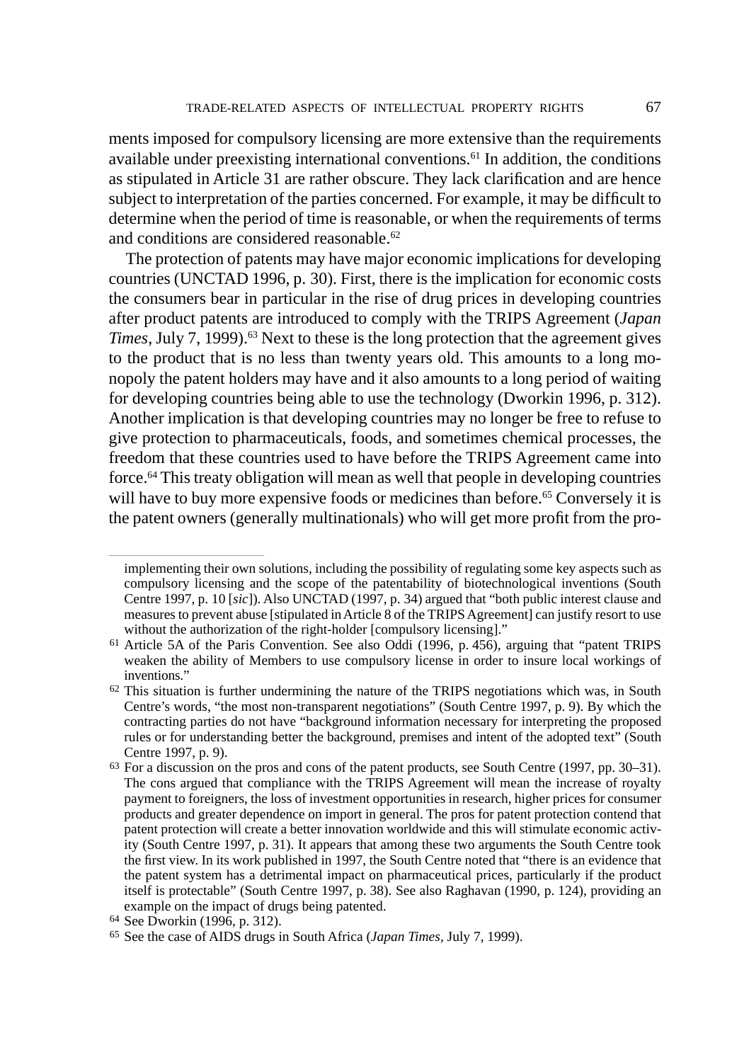ments imposed for compulsory licensing are more extensive than the requirements available under preexisting international conventions.[61] In addition, the conditions as stipulated in Article 31 are rather obscure. They lack clarification and are hence subject to interpretation of the parties concerned. For example, it may be difficult to determine when the period of time is reasonable, or when the requirements of terms and conditions are considered reasonable.[62]

The protection of patents may have major economic implications for developing countries (UNCTAD 1996, p. 30). First, there is the implication for economic costs the consumers bear in particular in the rise of drug prices in developing countries after product patents are introduced to comply with the TRIPS Agreement (*Japan Times*, July 7, 1999).[63] Next to these is the long protection that the agreement gives to the product that is no less than twenty years old. This amounts to a long monopoly the patent holders may have and it also amounts to a long period of waiting for developing countries being able to use the technology (Dworkin 1996, p. 312). Another implication is that developing countries may no longer be free to refuse to give protection to pharmaceuticals, foods, and sometimes chemical processes, the freedom that these countries used to have before the TRIPS Agreement came into force.[64] This treaty obligation will mean as well that people in developing countries will have to buy more expensive foods or medicines than before.[65] Conversely it is the patent owners (generally multinationals) who will get more profit from the pro-

---

implementing their own solutions, including the possibility of regulating some key aspects such as compulsory licensing and the scope of the patentability of biotechnological inventions (South Centre 1997, p. 10 [*sic*]). Also UNCTAD (1997, p. 34) argued that "both public interest clause and measures to prevent abuse [stipulated in Article 8 of the TRIPS Agreement] can justify resort to use without the authorization of the right-holder [compulsory licensing]."

[61] Article 5A of the Paris Convention. See also Oddi (1996, p. 456), arguing that "patent TRIPS weaken the ability of Members to use compulsory license in order to insure local workings of inventions."

[62] This situation is further undermining the nature of the TRIPS negotiations which was, in South Centre's words, "the most non-transparent negotiations" (South Centre 1997, p. 9). By which the contracting parties do not have "background information necessary for interpreting the proposed rules or for understanding better the background, premises and intent of the adopted text" (South Centre 1997, p. 9).

[63] For a discussion on the pros and cons of the patent products, see South Centre (1997, pp. 30–31). The cons argued that compliance with the TRIPS Agreement will mean the increase of royalty payment to foreigners, the loss of investment opportunities in research, higher prices for consumer products and greater dependence on import in general. The pros for patent protection contend that patent protection will create a better innovation worldwide and this will stimulate economic activity (South Centre 1997, p. 31). It appears that among these two arguments the South Centre took the first view. In its work published in 1997, the South Centre noted that "there is an evidence that the patent system has a detrimental impact on pharmaceutical prices, particularly if the product itself is protectable" (South Centre 1997, p. 38). See also Raghavan (1990, p. 124), providing an example on the impact of drugs being patented.

[64] See Dworkin (1996, p. 312).

[65] See the case of AIDS drugs in South Africa (*Japan Times*, July 7, 1999).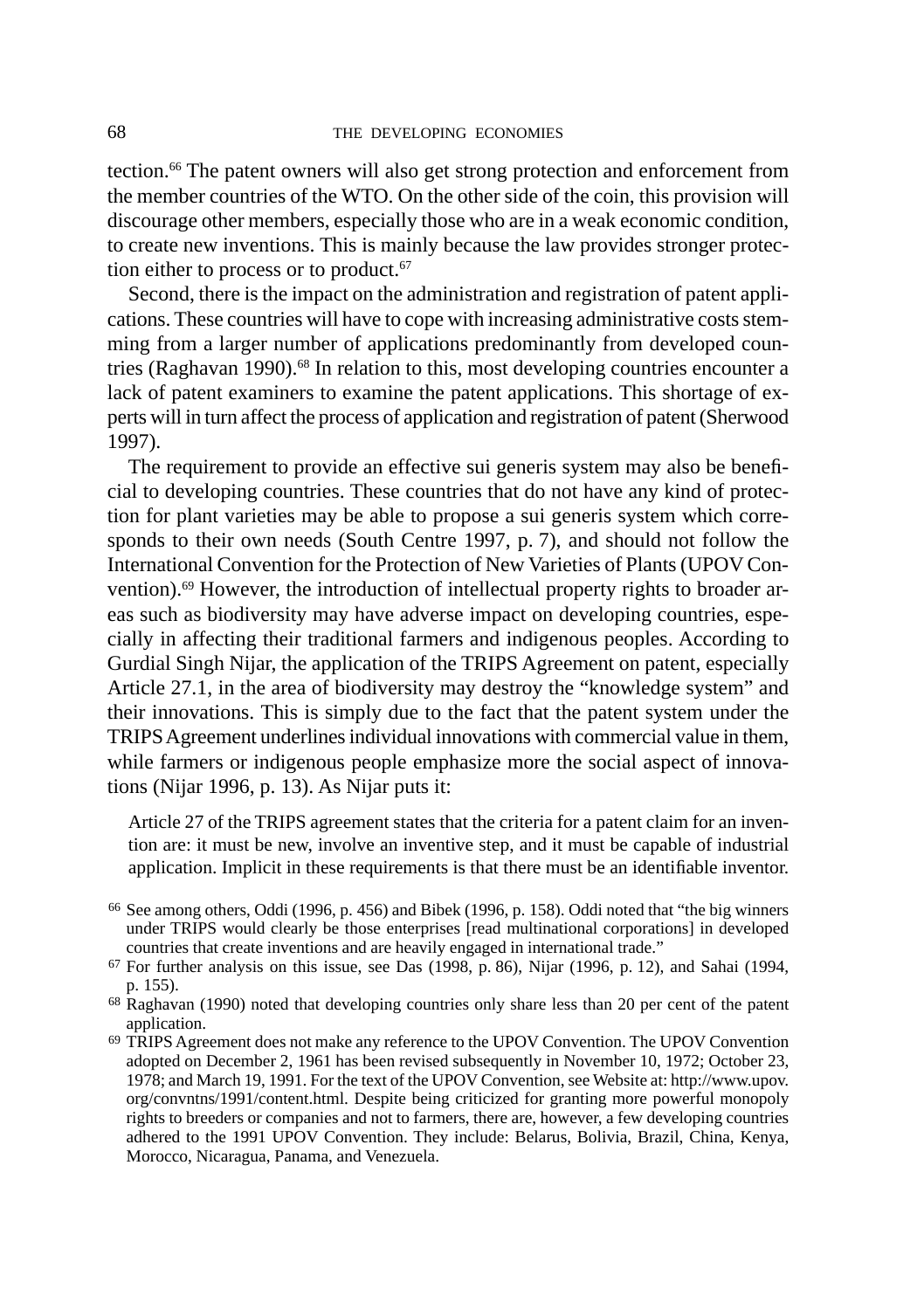tection.[66] The patent owners will also get strong protection and enforcement from the member countries of the WTO. On the other side of the coin, this provision will discourage other members, especially those who are in a weak economic condition, to create new inventions. This is mainly because the law provides stronger protection either to process or to product.[67]

Second, there is the impact on the administration and registration of patent applications. These countries will have to cope with increasing administrative costs stemming from a larger number of applications predominantly from developed countries (Raghavan 1990).[68] In relation to this, most developing countries encounter a lack of patent examiners to examine the patent applications. This shortage of experts will in turn affect the process of application and registration of patent (Sherwood 1997).

The requirement to provide an effective sui generis system may also be beneficial to developing countries. These countries that do not have any kind of protection for plant varieties may be able to propose a sui generis system which corresponds to their own needs (South Centre 1997, p. 7), and should not follow the International Convention for the Protection of New Varieties of Plants (UPOV Convention).[69] However, the introduction of intellectual property rights to broader areas such as biodiversity may have adverse impact on developing countries, especially in affecting their traditional farmers and indigenous peoples. According to Gurdial Singh Nijar, the application of the TRIPS Agreement on patent, especially Article 27.1, in the area of biodiversity may destroy the "knowledge system" and their innovations. This is simply due to the fact that the patent system under the TRIPS Agreement underlines individual innovations with commercial value in them, while farmers or indigenous people emphasize more the social aspect of innovations (Nijar 1996, p. 13). As Nijar puts it:

> Article 27 of the TRIPS agreement states that the criteria for a patent claim for an invention are: it must be new, involve an inventive step, and it must be capable of industrial application. Implicit in these requirements is that there must be an identifiable inventor.

[66] See among others, Oddi (1996, p. 456) and Bibek (1996, p. 158). Oddi noted that "the big winners under TRIPS would clearly be those enterprises [read multinational corporations] in developed countries that create inventions and are heavily engaged in international trade."

[67] For further analysis on this issue, see Das (1998, p. 86), Nijar (1996, p. 12), and Sahai (1994, p. 155).

[68] Raghavan (1990) noted that developing countries only share less than 20 per cent of the patent application.

[69] TRIPS Agreement does not make any reference to the UPOV Convention. The UPOV Convention adopted on December 2, 1961 has been revised subsequently in November 10, 1972; October 23, 1978; and March 19, 1991. For the text of the UPOV Convention, see Website at: http://www.upov.org/convntns/1991/content.html. Despite being criticized for granting more powerful monopoly rights to breeders or companies and not to farmers, there are, however, a few developing countries adhered to the 1991 UPOV Convention. They include: Belarus, Bolivia, Brazil, China, Kenya, Morocco, Nicaragua, Panama, and Venezuela.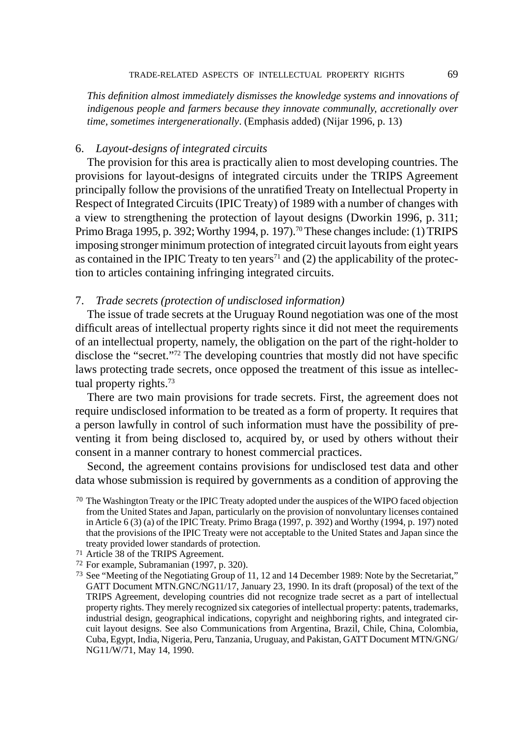*This definition almost immediately dismisses the knowledge systems and innovations of indigenous people and farmers because they innovate communally, accretionally over time, sometimes intergenerationally*. (Emphasis added) (Nijar 1996, p. 13)

### 6. *Layout-designs of integrated circuits*

The provision for this area is practically alien to most developing countries. The provisions for layout-designs of integrated circuits under the TRIPS Agreement principally follow the provisions of the unratified Treaty on Intellectual Property in Respect of Integrated Circuits (IPIC Treaty) of 1989 with a number of changes with a view to strengthening the protection of layout designs (Dworkin 1996, p. 311; Primo Braga 1995, p. 392; Worthy 1994, p. 197).[70] These changes include: (1) TRIPS imposing stronger minimum protection of integrated circuit layouts from eight years as contained in the IPIC Treaty to ten years[71] and (2) the applicability of the protection to articles containing infringing integrated circuits.

### 7. *Trade secrets (protection of undisclosed information)*

The issue of trade secrets at the Uruguay Round negotiation was one of the most difficult areas of intellectual property rights since it did not meet the requirements of an intellectual property, namely, the obligation on the part of the right-holder to disclose the "secret."[72] The developing countries that mostly did not have specific laws protecting trade secrets, once opposed the treatment of this issue as intellectual property rights.[73]

There are two main provisions for trade secrets. First, the agreement does not require undisclosed information to be treated as a form of property. It requires that a person lawfully in control of such information must have the possibility of preventing it from being disclosed to, acquired by, or used by others without their consent in a manner contrary to honest commercial practices.

Second, the agreement contains provisions for undisclosed test data and other data whose submission is required by governments as a condition of approving the

---

[70] The Washington Treaty or the IPIC Treaty adopted under the auspices of the WIPO faced objection from the United States and Japan, particularly on the provision of nonvoluntary licenses contained in Article 6 (3) (a) of the IPIC Treaty. Primo Braga (1997, p. 392) and Worthy (1994, p. 197) noted that the provisions of the IPIC Treaty were not acceptable to the United States and Japan since the treaty provided lower standards of protection.

[71] Article 38 of the TRIPS Agreement.

[72] For example, Subramanian (1997, p. 320).

[73] See "Meeting of the Negotiating Group of 11, 12 and 14 December 1989: Note by the Secretariat," GATT Document MTN.GNC/NG11/17, January 23, 1990. In its draft (proposal) of the text of the TRIPS Agreement, developing countries did not recognize trade secret as a part of intellectual property rights. They merely recognized six categories of intellectual property: patents, trademarks, industrial design, geographical indications, copyright and neighboring rights, and integrated circuit layout designs. See also Communications from Argentina, Brazil, Chile, China, Colombia, Cuba, Egypt, India, Nigeria, Peru, Tanzania, Uruguay, and Pakistan, GATT Document MTN/GNG/NG11/W/71, May 14, 1990.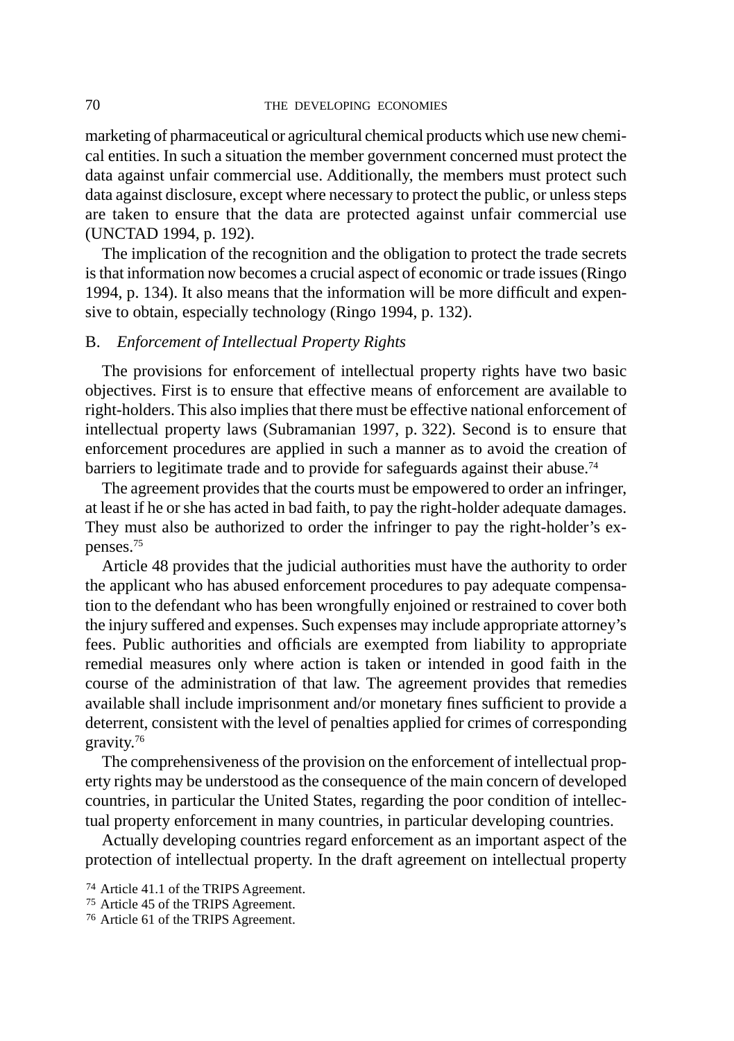marketing of pharmaceutical or agricultural chemical products which use new chemical entities. In such a situation the member government concerned must protect the data against unfair commercial use. Additionally, the members must protect such data against disclosure, except where necessary to protect the public, or unless steps are taken to ensure that the data are protected against unfair commercial use (UNCTAD 1994, p. 192).

The implication of the recognition and the obligation to protect the trade secrets is that information now becomes a crucial aspect of economic or trade issues (Ringo 1994, p. 134). It also means that the information will be more difficult and expensive to obtain, especially technology (Ringo 1994, p. 132).

### B. *Enforcement of Intellectual Property Rights*

The provisions for enforcement of intellectual property rights have two basic objectives. First is to ensure that effective means of enforcement are available to right-holders. This also implies that there must be effective national enforcement of intellectual property laws (Subramanian 1997, p. 322). Second is to ensure that enforcement procedures are applied in such a manner as to avoid the creation of barriers to legitimate trade and to provide for safeguards against their abuse.[74]

The agreement provides that the courts must be empowered to order an infringer, at least if he or she has acted in bad faith, to pay the right-holder adequate damages. They must also be authorized to order the infringer to pay the right-holder's expenses.[75]

Article 48 provides that the judicial authorities must have the authority to order the applicant who has abused enforcement procedures to pay adequate compensation to the defendant who has been wrongfully enjoined or restrained to cover both the injury suffered and expenses. Such expenses may include appropriate attorney's fees. Public authorities and officials are exempted from liability to appropriate remedial measures only where action is taken or intended in good faith in the course of the administration of that law. The agreement provides that remedies available shall include imprisonment and/or monetary fines sufficient to provide a deterrent, consistent with the level of penalties applied for crimes of corresponding gravity.[76]

The comprehensiveness of the provision on the enforcement of intellectual property rights may be understood as the consequence of the main concern of developed countries, in particular the United States, regarding the poor condition of intellectual property enforcement in many countries, in particular developing countries.

Actually developing countries regard enforcement as an important aspect of the protection of intellectual property. In the draft agreement on intellectual property

[74] Article 41.1 of the TRIPS Agreement.

[75] Article 45 of the TRIPS Agreement.

[76] Article 61 of the TRIPS Agreement.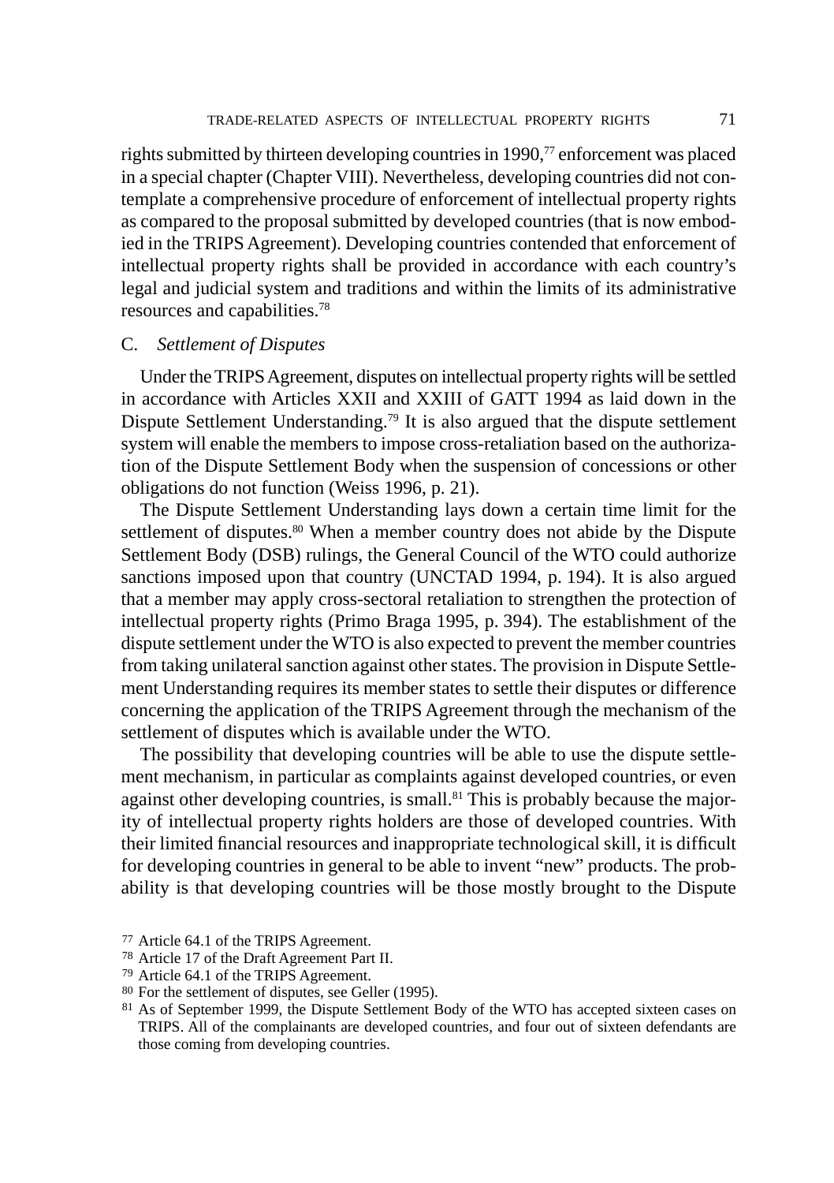rights submitted by thirteen developing countries in 1990,[77] enforcement was placed in a special chapter (Chapter VIII). Nevertheless, developing countries did not contemplate a comprehensive procedure of enforcement of intellectual property rights as compared to the proposal submitted by developed countries (that is now embodied in the TRIPS Agreement). Developing countries contended that enforcement of intellectual property rights shall be provided in accordance with each country's legal and judicial system and traditions and within the limits of its administrative resources and capabilities.[78]

### C. *Settlement of Disputes*

Under the TRIPS Agreement, disputes on intellectual property rights will be settled in accordance with Articles XXII and XXIII of GATT 1994 as laid down in the Dispute Settlement Understanding.[79] It is also argued that the dispute settlement system will enable the members to impose cross-retaliation based on the authorization of the Dispute Settlement Body when the suspension of concessions or other obligations do not function (Weiss 1996, p. 21).

The Dispute Settlement Understanding lays down a certain time limit for the settlement of disputes.[80] When a member country does not abide by the Dispute Settlement Body (DSB) rulings, the General Council of the WTO could authorize sanctions imposed upon that country (UNCTAD 1994, p. 194). It is also argued that a member may apply cross-sectoral retaliation to strengthen the protection of intellectual property rights (Primo Braga 1995, p. 394). The establishment of the dispute settlement under the WTO is also expected to prevent the member countries from taking unilateral sanction against other states. The provision in Dispute Settlement Understanding requires its member states to settle their disputes or difference concerning the application of the TRIPS Agreement through the mechanism of the settlement of disputes which is available under the WTO.

The possibility that developing countries will be able to use the dispute settlement mechanism, in particular as complaints against developed countries, or even against other developing countries, is small.[81] This is probably because the majority of intellectual property rights holders are those of developed countries. With their limited financial resources and inappropriate technological skill, it is difficult for developing countries in general to be able to invent "new" products. The probability is that developing countries will be those mostly brought to the Dispute

---

[77] Article 64.1 of the TRIPS Agreement.

[78] Article 17 of the Draft Agreement Part II.

[79] Article 64.1 of the TRIPS Agreement.

[80] For the settlement of disputes, see Geller (1995).

[81] As of September 1999, the Dispute Settlement Body of the WTO has accepted sixteen cases on TRIPS. All of the complainants are developed countries, and four out of sixteen defendants are those coming from developing countries.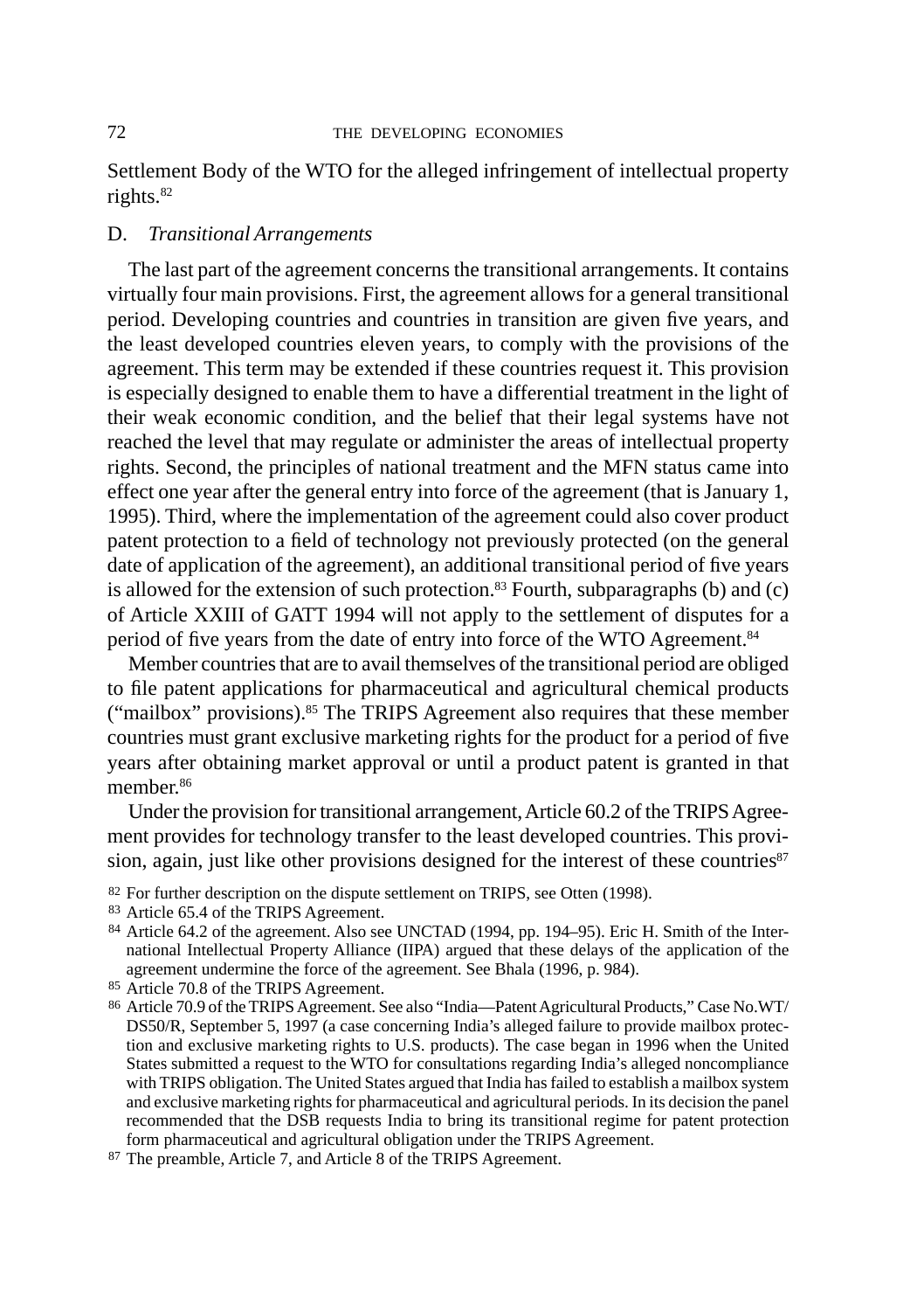Settlement Body of the WTO for the alleged infringement of intellectual property rights.[82]

### D. *Transitional Arrangements*

The last part of the agreement concerns the transitional arrangements. It contains virtually four main provisions. First, the agreement allows for a general transitional period. Developing countries and countries in transition are given five years, and the least developed countries eleven years, to comply with the provisions of the agreement. This term may be extended if these countries request it. This provision is especially designed to enable them to have a differential treatment in the light of their weak economic condition, and the belief that their legal systems have not reached the level that may regulate or administer the areas of intellectual property rights. Second, the principles of national treatment and the MFN status came into effect one year after the general entry into force of the agreement (that is January 1, 1995). Third, where the implementation of the agreement could also cover product patent protection to a field of technology not previously protected (on the general date of application of the agreement), an additional transitional period of five years is allowed for the extension of such protection.[83] Fourth, subparagraphs (b) and (c) of Article XXIII of GATT 1994 will not apply to the settlement of disputes for a period of five years from the date of entry into force of the WTO Agreement.[84]

Member countries that are to avail themselves of the transitional period are obliged to file patent applications for pharmaceutical and agricultural chemical products ("mailbox" provisions).[85] The TRIPS Agreement also requires that these member countries must grant exclusive marketing rights for the product for a period of five years after obtaining market approval or until a product patent is granted in that member.[86]

Under the provision for transitional arrangement, Article 60.2 of the TRIPS Agreement provides for technology transfer to the least developed countries. This provision, again, just like other provisions designed for the interest of these countries[87]

---

[82] For further description on the dispute settlement on TRIPS, see Otten (1998).

[83] Article 65.4 of the TRIPS Agreement.

[84] Article 64.2 of the agreement. Also see UNCTAD (1994, pp. 194–95). Eric H. Smith of the International Intellectual Property Alliance (IIPA) argued that these delays of the application of the agreement undermine the force of the agreement. See Bhala (1996, p. 984).

[85] Article 70.8 of the TRIPS Agreement.

[86] Article 70.9 of the TRIPS Agreement. See also "India—Patent Agricultural Products," Case No.WT/DS50/R, September 5, 1997 (a case concerning India's alleged failure to provide mailbox protection and exclusive marketing rights to U.S. products). The case began in 1996 when the United States submitted a request to the WTO for consultations regarding India's alleged noncompliance with TRIPS obligation. The United States argued that India has failed to establish a mailbox system and exclusive marketing rights for pharmaceutical and agricultural periods. In its decision the panel recommended that the DSB requests India to bring its transitional regime for patent protection form pharmaceutical and agricultural obligation under the TRIPS Agreement.

[87] The preamble, Article 7, and Article 8 of the TRIPS Agreement.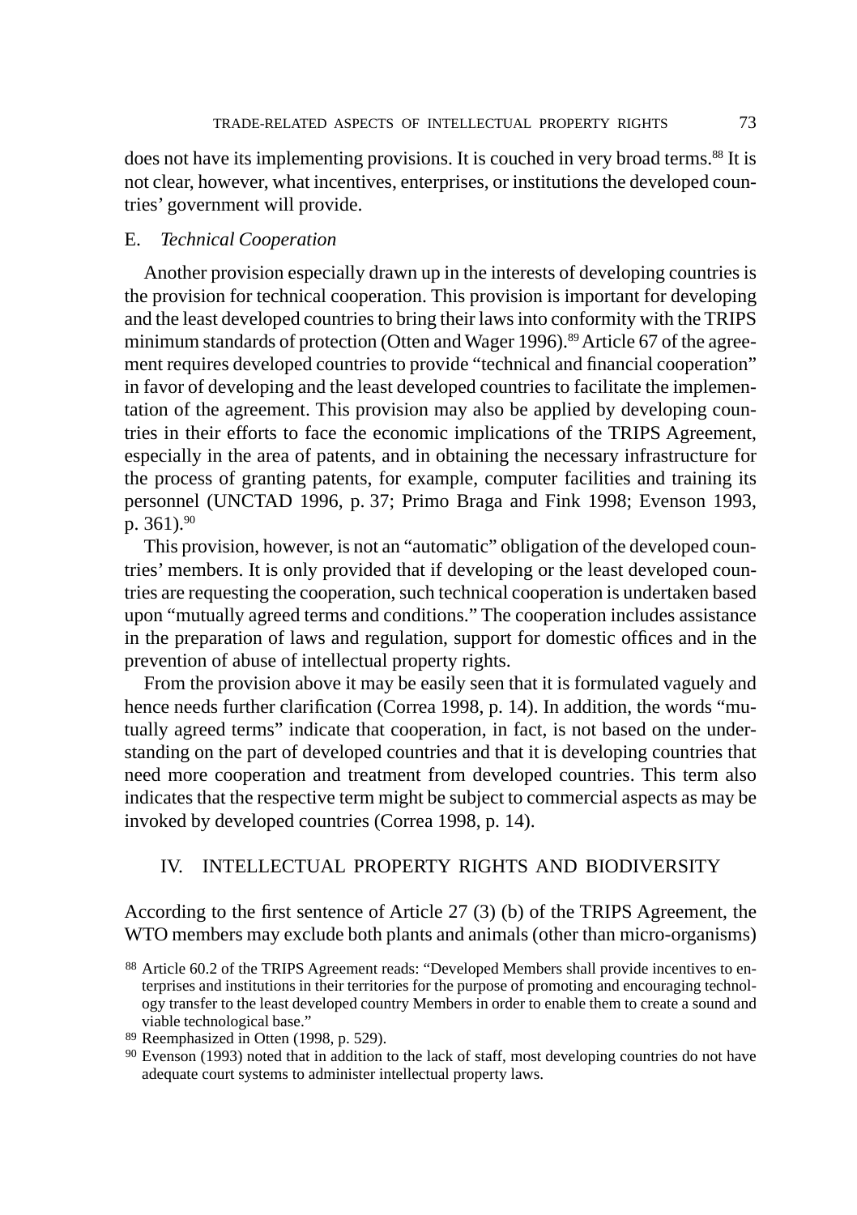does not have its implementing provisions. It is couched in very broad terms.[88] It is not clear, however, what incentives, enterprises, or institutions the developed countries' government will provide.

### E. *Technical Cooperation*

Another provision especially drawn up in the interests of developing countries is the provision for technical cooperation. This provision is important for developing and the least developed countries to bring their laws into conformity with the TRIPS minimum standards of protection (Otten and Wager 1996).[89] Article 67 of the agreement requires developed countries to provide "technical and financial cooperation" in favor of developing and the least developed countries to facilitate the implementation of the agreement. This provision may also be applied by developing countries in their efforts to face the economic implications of the TRIPS Agreement, especially in the area of patents, and in obtaining the necessary infrastructure for the process of granting patents, for example, computer facilities and training its personnel (UNCTAD 1996, p. 37; Primo Braga and Fink 1998; Evenson 1993, p. 361).[90]

This provision, however, is not an "automatic" obligation of the developed countries' members. It is only provided that if developing or the least developed countries are requesting the cooperation, such technical cooperation is undertaken based upon "mutually agreed terms and conditions." The cooperation includes assistance in the preparation of laws and regulation, support for domestic offices and in the prevention of abuse of intellectual property rights.

From the provision above it may be easily seen that it is formulated vaguely and hence needs further clarification (Correa 1998, p. 14). In addition, the words "mutually agreed terms" indicate that cooperation, in fact, is not based on the understanding on the part of developed countries and that it is developing countries that need more cooperation and treatment from developed countries. This term also indicates that the respective term might be subject to commercial aspects as may be invoked by developed countries (Correa 1998, p. 14).

## IV. INTELLECTUAL PROPERTY RIGHTS AND BIODIVERSITY

According to the first sentence of Article 27 (3) (b) of the TRIPS Agreement, the WTO members may exclude both plants and animals (other than micro-organisms)

---

[88] Article 60.2 of the TRIPS Agreement reads: "Developed Members shall provide incentives to enterprises and institutions in their territories for the purpose of promoting and encouraging technology transfer to the least developed country Members in order to enable them to create a sound and viable technological base."

[89] Reemphasized in Otten (1998, p. 529).

[90] Evenson (1993) noted that in addition to the lack of staff, most developing countries do not have adequate court systems to administer intellectual property laws.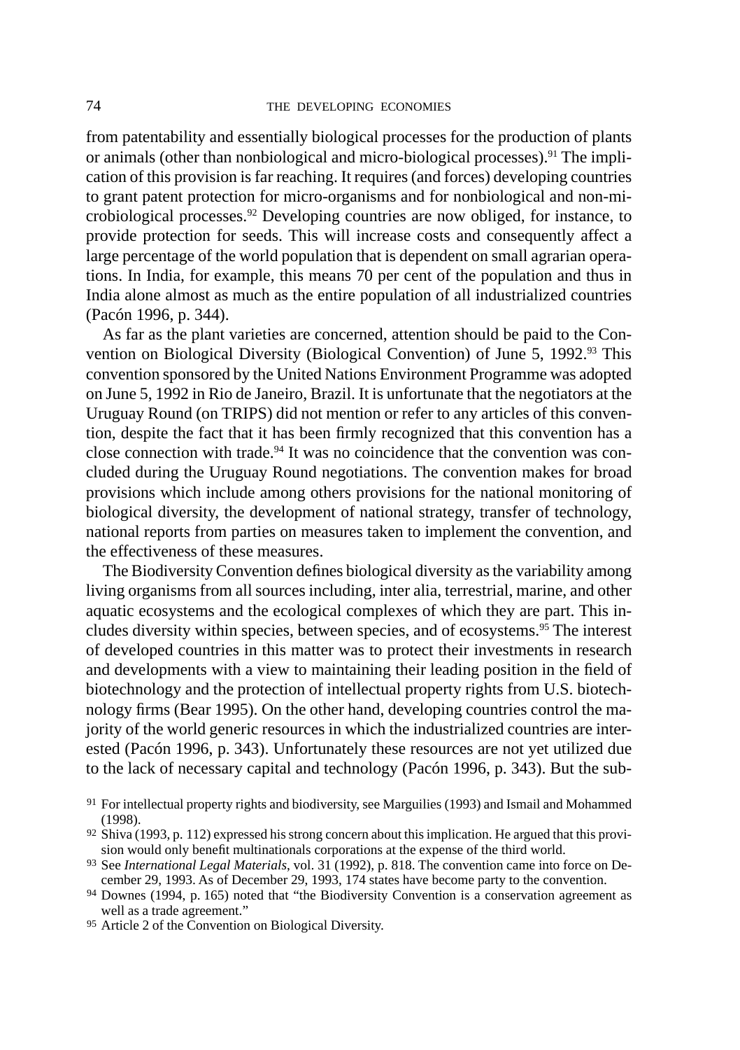from patentability and essentially biological processes for the production of plants or animals (other than nonbiological and micro-biological processes).[91] The implication of this provision is far reaching. It requires (and forces) developing countries to grant patent protection for micro-organisms and for nonbiological and non-microbiological processes.[92] Developing countries are now obliged, for instance, to provide protection for seeds. This will increase costs and consequently affect a large percentage of the world population that is dependent on small agrarian operations. In India, for example, this means 70 per cent of the population and thus in India alone almost as much as the entire population of all industrialized countries (Pacón 1996, p. 344).

As far as the plant varieties are concerned, attention should be paid to the Convention on Biological Diversity (Biological Convention) of June 5, 1992.[93] This convention sponsored by the United Nations Environment Programme was adopted on June 5, 1992 in Rio de Janeiro, Brazil. It is unfortunate that the negotiators at the Uruguay Round (on TRIPS) did not mention or refer to any articles of this convention, despite the fact that it has been firmly recognized that this convention has a close connection with trade.[94] It was no coincidence that the convention was concluded during the Uruguay Round negotiations. The convention makes for broad provisions which include among others provisions for the national monitoring of biological diversity, the development of national strategy, transfer of technology, national reports from parties on measures taken to implement the convention, and the effectiveness of these measures.

The Biodiversity Convention defines biological diversity as the variability among living organisms from all sources including, inter alia, terrestrial, marine, and other aquatic ecosystems and the ecological complexes of which they are part. This includes diversity within species, between species, and of ecosystems.[95] The interest of developed countries in this matter was to protect their investments in research and developments with a view to maintaining their leading position in the field of biotechnology and the protection of intellectual property rights from U.S. biotechnology firms (Bear 1995). On the other hand, developing countries control the majority of the world generic resources in which the industrialized countries are interested (Pacón 1996, p. 343). Unfortunately these resources are not yet utilized due to the lack of necessary capital and technology (Pacón 1996, p. 343). But the sub-

[91] For intellectual property rights and biodiversity, see Marguilies (1993) and Ismail and Mohammed (1998).

[92] Shiva (1993, p. 112) expressed his strong concern about this implication. He argued that this provision would only benefit multinationals corporations at the expense of the third world.

[93] See *International Legal Materials*, vol. 31 (1992), p. 818. The convention came into force on December 29, 1993. As of December 29, 1993, 174 states have become party to the convention.

[94] Downes (1994, p. 165) noted that "the Biodiversity Convention is a conservation agreement as well as a trade agreement."

[95] Article 2 of the Convention on Biological Diversity.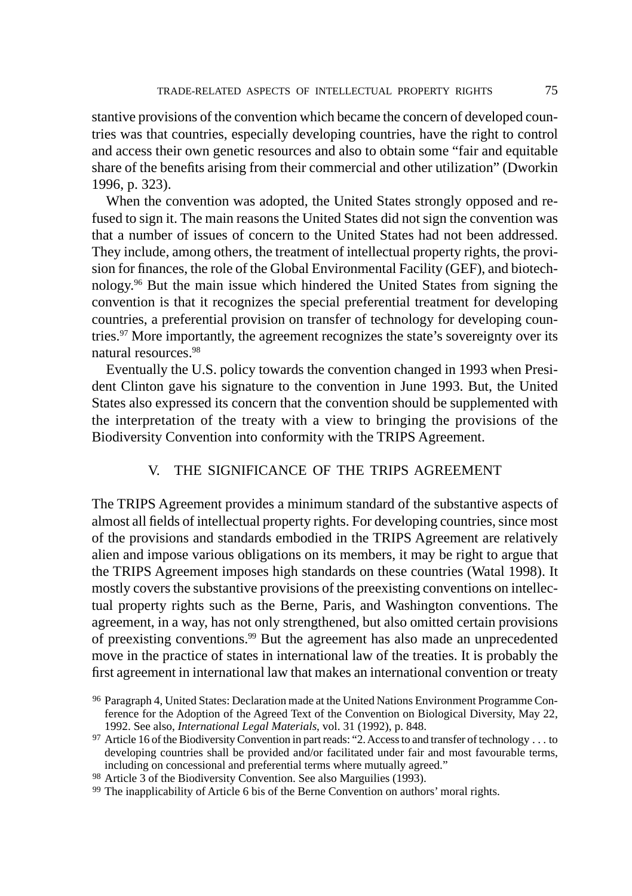stantive provisions of the convention which became the concern of developed countries was that countries, especially developing countries, have the right to control and access their own genetic resources and also to obtain some "fair and equitable share of the benefits arising from their commercial and other utilization" (Dworkin 1996, p. 323).

When the convention was adopted, the United States strongly opposed and refused to sign it. The main reasons the United States did not sign the convention was that a number of issues of concern to the United States had not been addressed. They include, among others, the treatment of intellectual property rights, the provision for finances, the role of the Global Environmental Facility (GEF), and biotechnology.[96] But the main issue which hindered the United States from signing the convention is that it recognizes the special preferential treatment for developing countries, a preferential provision on transfer of technology for developing countries.[97] More importantly, the agreement recognizes the state's sovereignty over its natural resources.[98]

Eventually the U.S. policy towards the convention changed in 1993 when President Clinton gave his signature to the convention in June 1993. But, the United States also expressed its concern that the convention should be supplemented with the interpretation of the treaty with a view to bringing the provisions of the Biodiversity Convention into conformity with the TRIPS Agreement.

## V. THE SIGNIFICANCE OF THE TRIPS AGREEMENT

The TRIPS Agreement provides a minimum standard of the substantive aspects of almost all fields of intellectual property rights. For developing countries, since most of the provisions and standards embodied in the TRIPS Agreement are relatively alien and impose various obligations on its members, it may be right to argue that the TRIPS Agreement imposes high standards on these countries (Watal 1998). It mostly covers the substantive provisions of the preexisting conventions on intellectual property rights such as the Berne, Paris, and Washington conventions. The agreement, in a way, has not only strengthened, but also omitted certain provisions of preexisting conventions.[99] But the agreement has also made an unprecedented move in the practice of states in international law of the treaties. It is probably the first agreement in international law that makes an international convention or treaty

[96] Paragraph 4, United States: Declaration made at the United Nations Environment Programme Conference for the Adoption of the Agreed Text of the Convention on Biological Diversity, May 22, 1992. See also, *International Legal Materials*, vol. 31 (1992), p. 848.

[97] Article 16 of the Biodiversity Convention in part reads: "2. Access to and transfer of technology . . . to developing countries shall be provided and/or facilitated under fair and most favourable terms, including on concessional and preferential terms where mutually agreed."

[98] Article 3 of the Biodiversity Convention. See also Marguilies (1993).

[99] The inapplicability of Article 6 bis of the Berne Convention on authors' moral rights.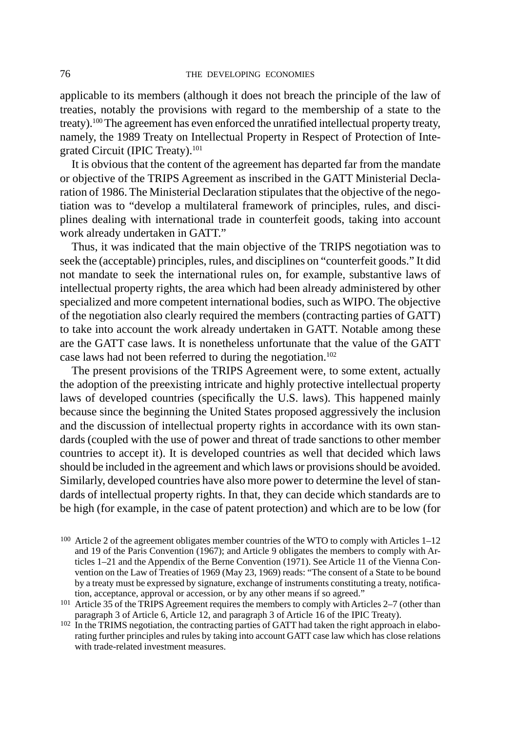applicable to its members (although it does not breach the principle of the law of treaties, notably the provisions with regard to the membership of a state to the treaty).[100] The agreement has even enforced the unratified intellectual property treaty, namely, the 1989 Treaty on Intellectual Property in Respect of Protection of Integrated Circuit (IPIC Treaty).[101]

It is obvious that the content of the agreement has departed far from the mandate or objective of the TRIPS Agreement as inscribed in the GATT Ministerial Declaration of 1986. The Ministerial Declaration stipulates that the objective of the negotiation was to "develop a multilateral framework of principles, rules, and disciplines dealing with international trade in counterfeit goods, taking into account work already undertaken in GATT."

Thus, it was indicated that the main objective of the TRIPS negotiation was to seek the (acceptable) principles, rules, and disciplines on "counterfeit goods." It did not mandate to seek the international rules on, for example, substantive laws of intellectual property rights, the area which had been already administered by other specialized and more competent international bodies, such as WIPO. The objective of the negotiation also clearly required the members (contracting parties of GATT) to take into account the work already undertaken in GATT. Notable among these are the GATT case laws. It is nonetheless unfortunate that the value of the GATT case laws had not been referred to during the negotiation.[102]

The present provisions of the TRIPS Agreement were, to some extent, actually the adoption of the preexisting intricate and highly protective intellectual property laws of developed countries (specifically the U.S. laws). This happened mainly because since the beginning the United States proposed aggressively the inclusion and the discussion of intellectual property rights in accordance with its own standards (coupled with the use of power and threat of trade sanctions to other member countries to accept it). It is developed countries as well that decided which laws should be included in the agreement and which laws or provisions should be avoided. Similarly, developed countries have also more power to determine the level of standards of intellectual property rights. In that, they can decide which standards are to be high (for example, in the case of patent protection) and which are to be low (for

[100] Article 2 of the agreement obligates member countries of the WTO to comply with Articles 1–12 and 19 of the Paris Convention (1967); and Article 9 obligates the members to comply with Articles 1–21 and the Appendix of the Berne Convention (1971). See Article 11 of the Vienna Convention on the Law of Treaties of 1969 (May 23, 1969) reads: "The consent of a State to be bound by a treaty must be expressed by signature, exchange of instruments constituting a treaty, notification, acceptance, approval or accession, or by any other means if so agreed."

[101] Article 35 of the TRIPS Agreement requires the members to comply with Articles 2–7 (other than paragraph 3 of Article 6, Article 12, and paragraph 3 of Article 16 of the IPIC Treaty).

[102] In the TRIMS negotiation, the contracting parties of GATT had taken the right approach in elaborating further principles and rules by taking into account GATT case law which has close relations with trade-related investment measures.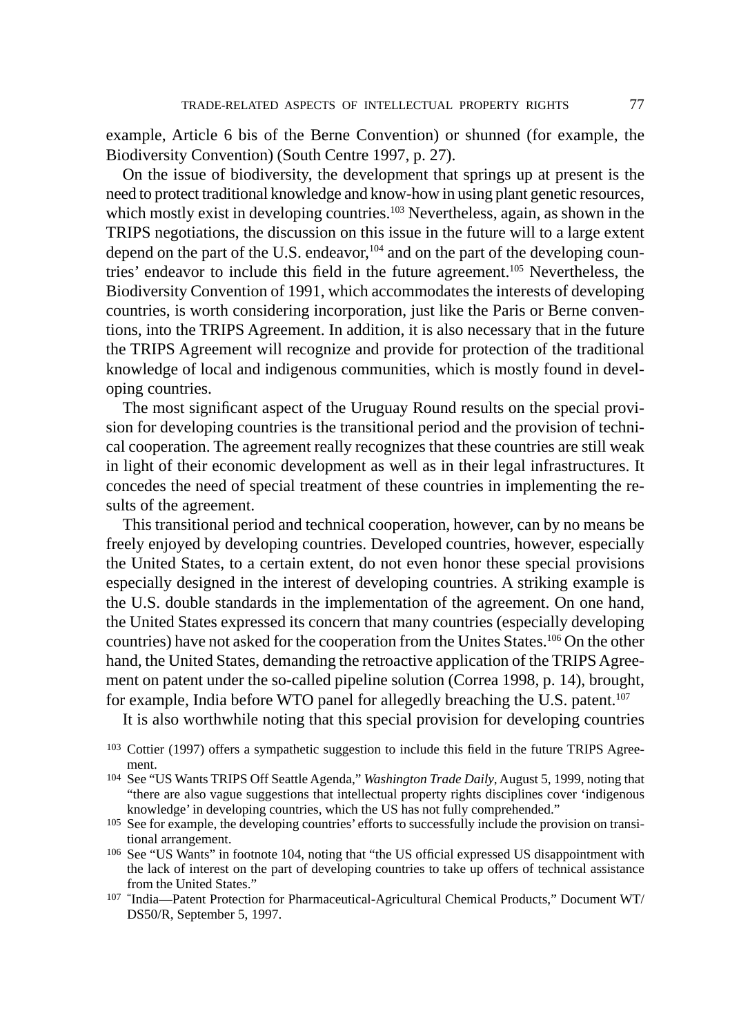example, Article 6 bis of the Berne Convention) or shunned (for example, the Biodiversity Convention) (South Centre 1997, p. 27).

On the issue of biodiversity, the development that springs up at present is the need to protect traditional knowledge and know-how in using plant genetic resources, which mostly exist in developing countries.[103] Nevertheless, again, as shown in the TRIPS negotiations, the discussion on this issue in the future will to a large extent depend on the part of the U.S. endeavor,[104] and on the part of the developing countries' endeavor to include this field in the future agreement.[105] Nevertheless, the Biodiversity Convention of 1991, which accommodates the interests of developing countries, is worth considering incorporation, just like the Paris or Berne conventions, into the TRIPS Agreement. In addition, it is also necessary that in the future the TRIPS Agreement will recognize and provide for protection of the traditional knowledge of local and indigenous communities, which is mostly found in developing countries.

The most significant aspect of the Uruguay Round results on the special provision for developing countries is the transitional period and the provision of technical cooperation. The agreement really recognizes that these countries are still weak in light of their economic development as well as in their legal infrastructures. It concedes the need of special treatment of these countries in implementing the results of the agreement.

This transitional period and technical cooperation, however, can by no means be freely enjoyed by developing countries. Developed countries, however, especially the United States, to a certain extent, do not even honor these special provisions especially designed in the interest of developing countries. A striking example is the U.S. double standards in the implementation of the agreement. On one hand, the United States expressed its concern that many countries (especially developing countries) have not asked for the cooperation from the Unites States.[106] On the other hand, the United States, demanding the retroactive application of the TRIPS Agreement on patent under the so-called pipeline solution (Correa 1998, p. 14), brought, for example, India before WTO panel for allegedly breaching the U.S. patent.[107]

It is also worthwhile noting that this special provision for developing countries

---

[103] Cottier (1997) offers a sympathetic suggestion to include this field in the future TRIPS Agreement.

[104] See "US Wants TRIPS Off Seattle Agenda," *Washington Trade Daily*, August 5, 1999, noting that "there are also vague suggestions that intellectual property rights disciplines cover 'indigenous knowledge' in developing countries, which the US has not fully comprehended."

[105] See for example, the developing countries' efforts to successfully include the provision on transitional arrangement.

[106] See "US Wants" in footnote 104, noting that "the US official expressed US disappointment with the lack of interest on the part of developing countries to take up offers of technical assistance from the United States."

[107] "India—Patent Protection for Pharmaceutical-Agricultural Chemical Products," Document WT/DS50/R, September 5, 1997.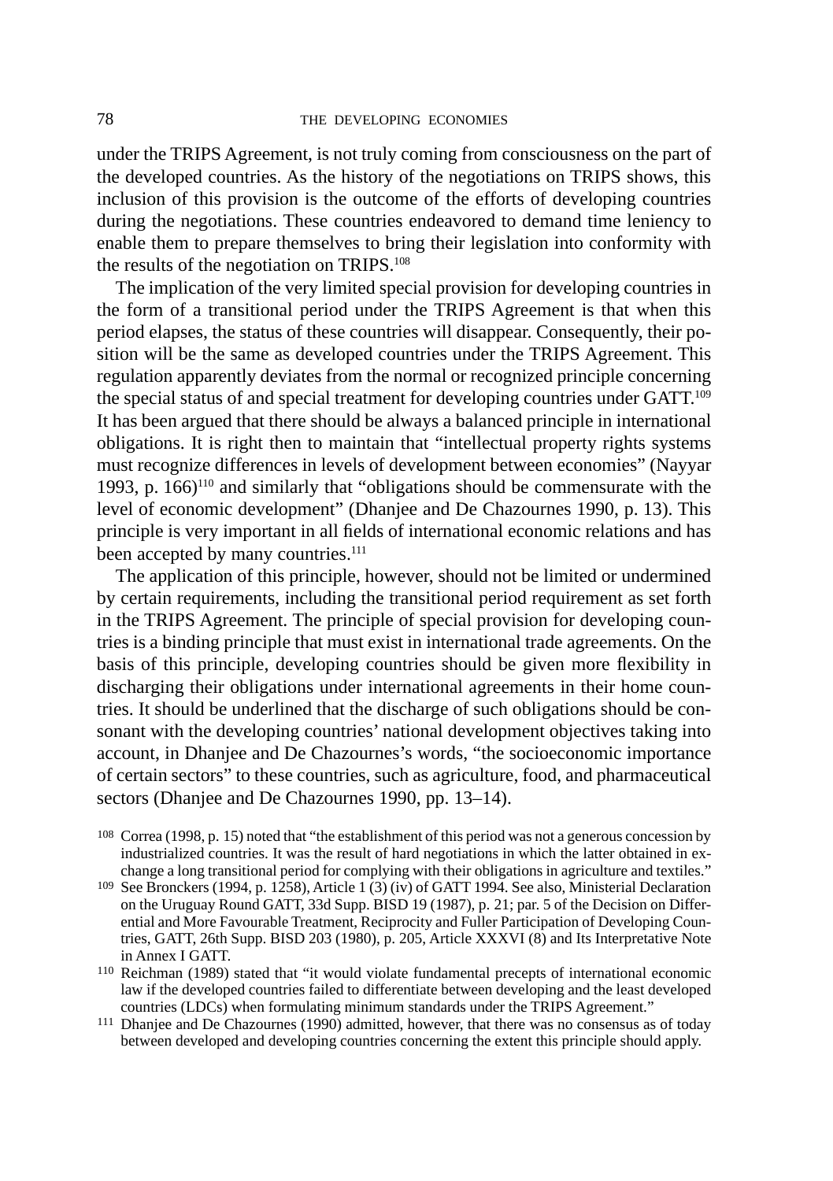under the TRIPS Agreement, is not truly coming from consciousness on the part of the developed countries. As the history of the negotiations on TRIPS shows, this inclusion of this provision is the outcome of the efforts of developing countries during the negotiations. These countries endeavored to demand time leniency to enable them to prepare themselves to bring their legislation into conformity with the results of the negotiation on TRIPS.[108]

The implication of the very limited special provision for developing countries in the form of a transitional period under the TRIPS Agreement is that when this period elapses, the status of these countries will disappear. Consequently, their position will be the same as developed countries under the TRIPS Agreement. This regulation apparently deviates from the normal or recognized principle concerning the special status of and special treatment for developing countries under GATT.[109] It has been argued that there should be always a balanced principle in international obligations. It is right then to maintain that "intellectual property rights systems must recognize differences in levels of development between economies" (Nayyar 1993, p. 166)[110] and similarly that "obligations should be commensurate with the level of economic development" (Dhanjee and De Chazournes 1990, p. 13). This principle is very important in all fields of international economic relations and has been accepted by many countries.[111]

The application of this principle, however, should not be limited or undermined by certain requirements, including the transitional period requirement as set forth in the TRIPS Agreement. The principle of special provision for developing countries is a binding principle that must exist in international trade agreements. On the basis of this principle, developing countries should be given more flexibility in discharging their obligations under international agreements in their home countries. It should be underlined that the discharge of such obligations should be consonant with the developing countries' national development objectives taking into account, in Dhanjee and De Chazournes's words, "the socioeconomic importance of certain sectors" to these countries, such as agriculture, food, and pharmaceutical sectors (Dhanjee and De Chazournes 1990, pp. 13–14).

[108] Correa (1998, p. 15) noted that "the establishment of this period was not a generous concession by industrialized countries. It was the result of hard negotiations in which the latter obtained in exchange a long transitional period for complying with their obligations in agriculture and textiles."

[109] See Bronckers (1994, p. 1258), Article 1 (3) (iv) of GATT 1994. See also, Ministerial Declaration on the Uruguay Round GATT, 33d Supp. BISD 19 (1987), p. 21; par. 5 of the Decision on Differential and More Favourable Treatment, Reciprocity and Fuller Participation of Developing Countries, GATT, 26th Supp. BISD 203 (1980), p. 205, Article XXXVI (8) and Its Interpretative Note in Annex I GATT.

[110] Reichman (1989) stated that "it would violate fundamental precepts of international economic law if the developed countries failed to differentiate between developing and the least developed countries (LDCs) when formulating minimum standards under the TRIPS Agreement."

[111] Dhanjee and De Chazournes (1990) admitted, however, that there was no consensus as of today between developed and developing countries concerning the extent this principle should apply.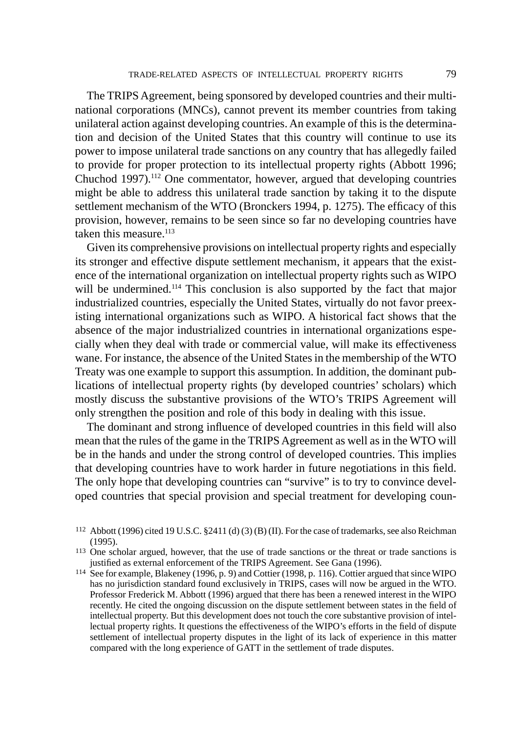The TRIPS Agreement, being sponsored by developed countries and their multinational corporations (MNCs), cannot prevent its member countries from taking unilateral action against developing countries. An example of this is the determination and decision of the United States that this country will continue to use its power to impose unilateral trade sanctions on any country that has allegedly failed to provide for proper protection to its intellectual property rights (Abbott 1996; Chuchod 1997).[112] One commentator, however, argued that developing countries might be able to address this unilateral trade sanction by taking it to the dispute settlement mechanism of the WTO (Bronckers 1994, p. 1275). The efficacy of this provision, however, remains to be seen since so far no developing countries have taken this measure.[113]

Given its comprehensive provisions on intellectual property rights and especially its stronger and effective dispute settlement mechanism, it appears that the existence of the international organization on intellectual property rights such as WIPO will be undermined.[114] This conclusion is also supported by the fact that major industrialized countries, especially the United States, virtually do not favor preexisting international organizations such as WIPO. A historical fact shows that the absence of the major industrialized countries in international organizations especially when they deal with trade or commercial value, will make its effectiveness wane. For instance, the absence of the United States in the membership of the WTO Treaty was one example to support this assumption. In addition, the dominant publications of intellectual property rights (by developed countries' scholars) which mostly discuss the substantive provisions of the WTO's TRIPS Agreement will only strengthen the position and role of this body in dealing with this issue.

The dominant and strong influence of developed countries in this field will also mean that the rules of the game in the TRIPS Agreement as well as in the WTO will be in the hands and under the strong control of developed countries. This implies that developing countries have to work harder in future negotiations in this field. The only hope that developing countries can "survive" is to try to convince developed countries that special provision and special treatment for developing coun-

[112] Abbott (1996) cited 19 U.S.C. §2411 (d) (3) (B) (II). For the case of trademarks, see also Reichman (1995).

[113] One scholar argued, however, that the use of trade sanctions or the threat or trade sanctions is justified as external enforcement of the TRIPS Agreement. See Gana (1996).

[114] See for example, Blakeney (1996, p. 9) and Cottier (1998, p. 116). Cottier argued that since WIPO has no jurisdiction standard found exclusively in TRIPS, cases will now be argued in the WTO. Professor Frederick M. Abbott (1996) argued that there has been a renewed interest in the WIPO recently. He cited the ongoing discussion on the dispute settlement between states in the field of intellectual property. But this development does not touch the core substantive provision of intellectual property rights. It questions the effectiveness of the WIPO's efforts in the field of dispute settlement of intellectual property disputes in the light of its lack of experience in this matter compared with the long experience of GATT in the settlement of trade disputes.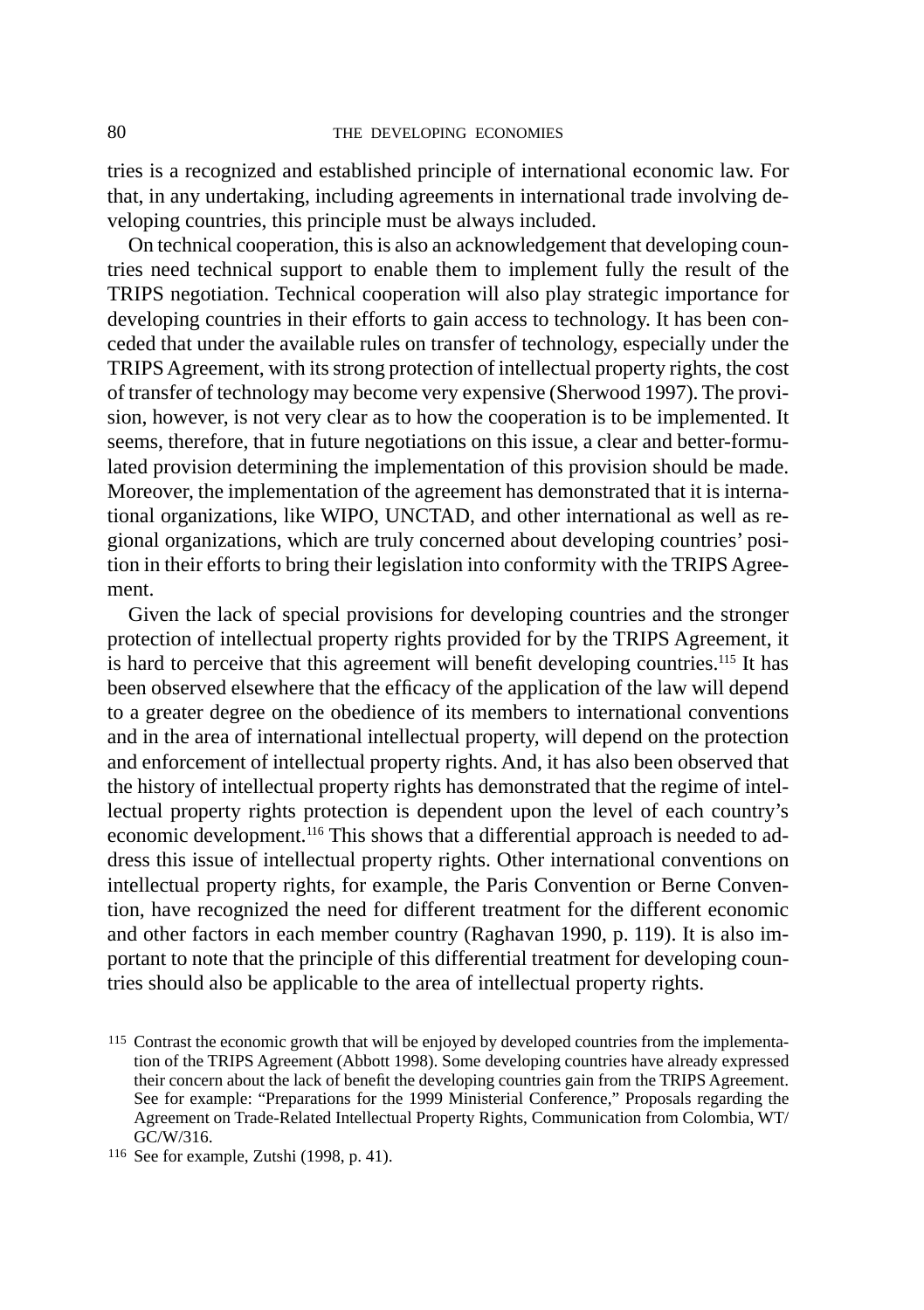tries is a recognized and established principle of international economic law. For that, in any undertaking, including agreements in international trade involving developing countries, this principle must be always included.

On technical cooperation, this is also an acknowledgement that developing countries need technical support to enable them to implement fully the result of the TRIPS negotiation. Technical cooperation will also play strategic importance for developing countries in their efforts to gain access to technology. It has been conceded that under the available rules on transfer of technology, especially under the TRIPS Agreement, with its strong protection of intellectual property rights, the cost of transfer of technology may become very expensive (Sherwood 1997). The provision, however, is not very clear as to how the cooperation is to be implemented. It seems, therefore, that in future negotiations on this issue, a clear and better-formulated provision determining the implementation of this provision should be made. Moreover, the implementation of the agreement has demonstrated that it is international organizations, like WIPO, UNCTAD, and other international as well as regional organizations, which are truly concerned about developing countries' position in their efforts to bring their legislation into conformity with the TRIPS Agreement.

Given the lack of special provisions for developing countries and the stronger protection of intellectual property rights provided for by the TRIPS Agreement, it is hard to perceive that this agreement will benefit developing countries.[115] It has been observed elsewhere that the efficacy of the application of the law will depend to a greater degree on the obedience of its members to international conventions and in the area of international intellectual property, will depend on the protection and enforcement of intellectual property rights. And, it has also been observed that the history of intellectual property rights has demonstrated that the regime of intellectual property rights protection is dependent upon the level of each country's economic development.[116] This shows that a differential approach is needed to address this issue of intellectual property rights. Other international conventions on intellectual property rights, for example, the Paris Convention or Berne Convention, have recognized the need for different treatment for the different economic and other factors in each member country (Raghavan 1990, p. 119). It is also important to note that the principle of this differential treatment for developing countries should also be applicable to the area of intellectual property rights.

[115] Contrast the economic growth that will be enjoyed by developed countries from the implementation of the TRIPS Agreement (Abbott 1998). Some developing countries have already expressed their concern about the lack of benefit the developing countries gain from the TRIPS Agreement. See for example: "Preparations for the 1999 Ministerial Conference," Proposals regarding the Agreement on Trade-Related Intellectual Property Rights, Communication from Colombia, WT/GC/W/316.

[116] See for example, Zutshi (1998, p. 41).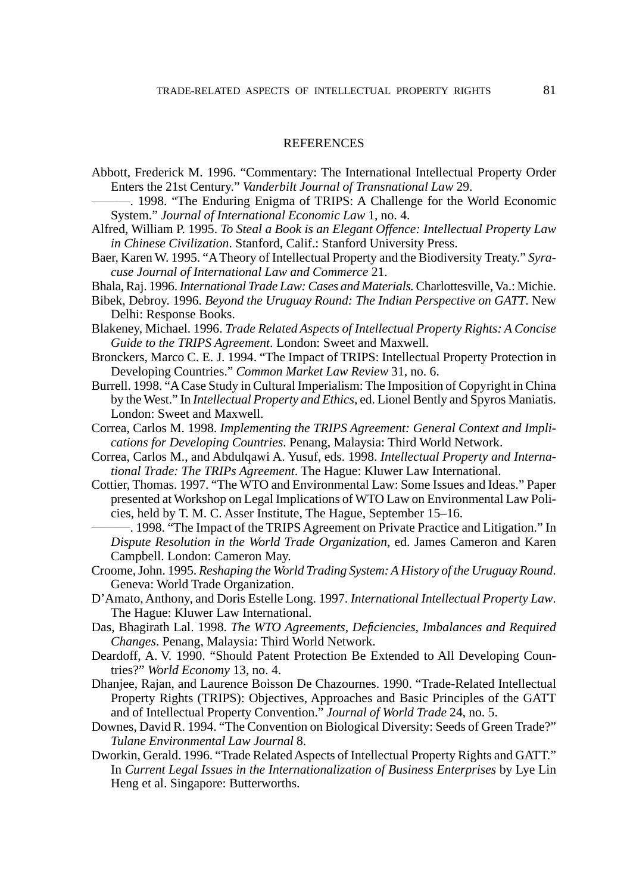## REFERENCES

Abbott, Frederick M. 1996. "Commentary: The International Intellectual Property Order Enters the 21st Century." *Vanderbilt Journal of Transnational Law* 29.

———. 1998. "The Enduring Enigma of TRIPS: A Challenge for the World Economic System." *Journal of International Economic Law* 1, no. 4.

Alfred, William P. 1995. *To Steal a Book is an Elegant Offence: Intellectual Property Law in Chinese Civilization*. Stanford, Calif.: Stanford University Press.

Baer, Karen W. 1995. "A Theory of Intellectual Property and the Biodiversity Treaty." *Syracuse Journal of International Law and Commerce* 21.

Bhala, Raj. 1996. *International Trade Law: Cases and Materials.* Charlottesville, Va.: Michie.

Bibek, Debroy. 1996. *Beyond the Uruguay Round: The Indian Perspective on GATT*. New Delhi: Response Books.

Blakeney, Michael. 1996. *Trade Related Aspects of Intellectual Property Rights: A Concise Guide to the TRIPS Agreement*. London: Sweet and Maxwell.

Bronckers, Marco C. E. J. 1994. "The Impact of TRIPS: Intellectual Property Protection in Developing Countries." *Common Market Law Review* 31, no. 6.

Burrell. 1998. "A Case Study in Cultural Imperialism: The Imposition of Copyright in China by the West." In *Intellectual Property and Ethics*, ed. Lionel Bently and Spyros Maniatis. London: Sweet and Maxwell.

Correa, Carlos M. 1998. *Implementing the TRIPS Agreement: General Context and Implications for Developing Countries*. Penang, Malaysia: Third World Network.

Correa, Carlos M., and Abdulqawi A. Yusuf, eds. 1998. *Intellectual Property and International Trade: The TRIPs Agreement*. The Hague: Kluwer Law International.

Cottier, Thomas. 1997. "The WTO and Environmental Law: Some Issues and Ideas." Paper presented at Workshop on Legal Implications of WTO Law on Environmental Law Policies, held by T. M. C. Asser Institute, The Hague, September 15–16.

———. 1998. "The Impact of the TRIPS Agreement on Private Practice and Litigation." In *Dispute Resolution in the World Trade Organization*, ed. James Cameron and Karen Campbell. London: Cameron May.

Croome, John. 1995. *Reshaping the World Trading System: A History of the Uruguay Round*. Geneva: World Trade Organization.

D'Amato, Anthony, and Doris Estelle Long. 1997. *International Intellectual Property Law*. The Hague: Kluwer Law International.

Das, Bhagirath Lal. 1998. *The WTO Agreements, Deficiencies, Imbalances and Required Changes*. Penang, Malaysia: Third World Network.

Deardoff, A. V. 1990. "Should Patent Protection Be Extended to All Developing Countries?" *World Economy* 13, no. 4.

Dhanjee, Rajan, and Laurence Boisson De Chazournes. 1990. "Trade-Related Intellectual Property Rights (TRIPS): Objectives, Approaches and Basic Principles of the GATT and of Intellectual Property Convention." *Journal of World Trade* 24, no. 5.

Downes, David R. 1994. "The Convention on Biological Diversity: Seeds of Green Trade?" *Tulane Environmental Law Journal* 8.

Dworkin, Gerald. 1996. "Trade Related Aspects of Intellectual Property Rights and GATT." In *Current Legal Issues in the Internationalization of Business Enterprises* by Lye Lin Heng et al. Singapore: Butterworths.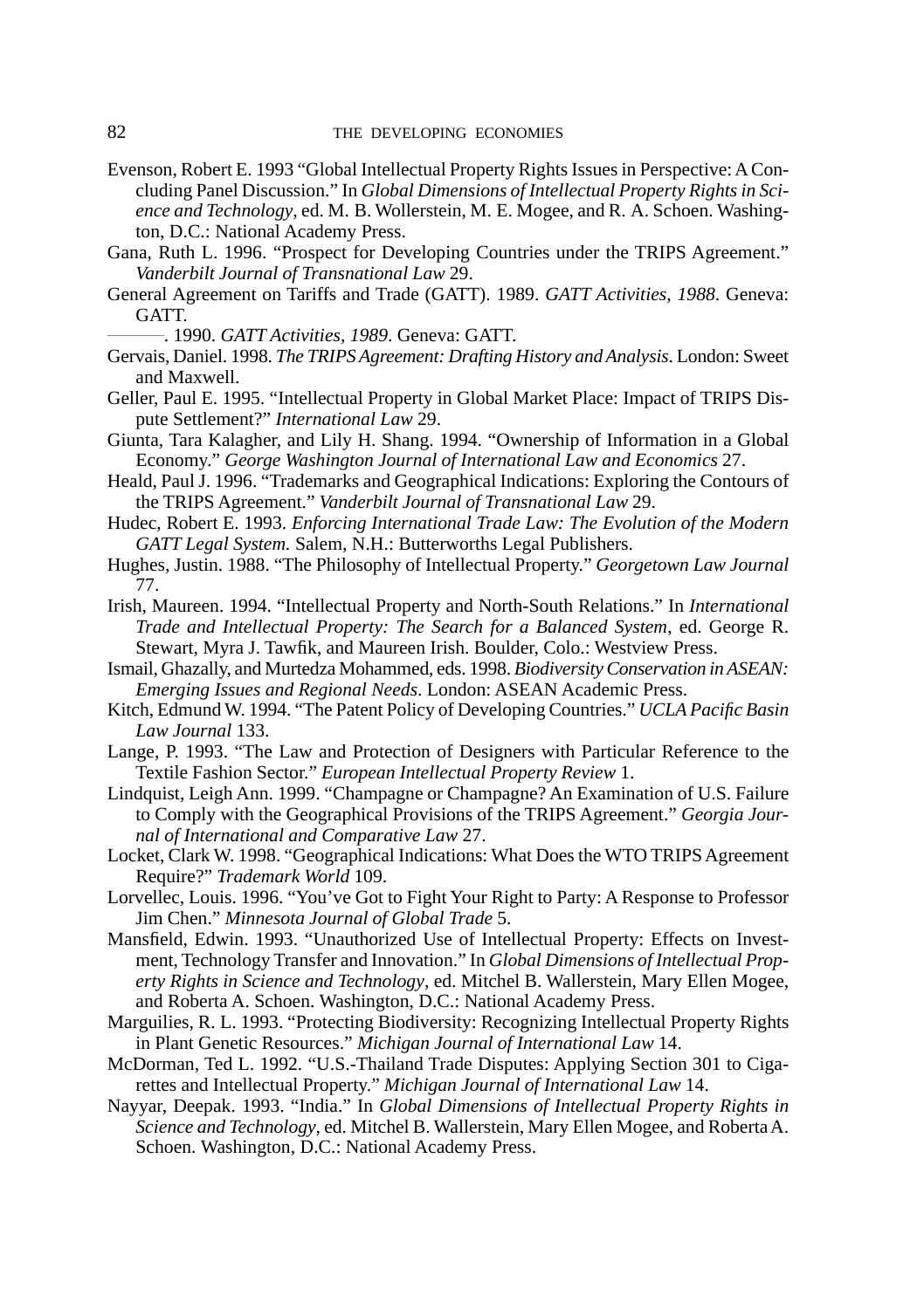Evenson, Robert E. 1993 "Global Intellectual Property Rights Issues in Perspective: A Concluding Panel Discussion." In *Global Dimensions of Intellectual Property Rights in Science and Technology*, ed. M. B. Wollerstein, M. E. Mogee, and R. A. Schoen. Washington, D.C.: National Academy Press.

Gana, Ruth L. 1996. "Prospect for Developing Countries under the TRIPS Agreement." *Vanderbilt Journal of Transnational Law* 29.

General Agreement on Tariffs and Trade (GATT). 1989. *GATT Activities, 1988*. Geneva: GATT.

———. 1990. *GATT Activities, 1989*. Geneva: GATT.

Gervais, Daniel. 1998. *The TRIPS Agreement: Drafting History and Analysis*. London: Sweet and Maxwell.

Geller, Paul E. 1995. "Intellectual Property in Global Market Place: Impact of TRIPS Dispute Settlement?" *International Law* 29.

Giunta, Tara Kalagher, and Lily H. Shang. 1994. "Ownership of Information in a Global Economy." *George Washington Journal of International Law and Economics* 27.

Heald, Paul J. 1996. "Trademarks and Geographical Indications: Exploring the Contours of the TRIPS Agreement." *Vanderbilt Journal of Transnational Law* 29.

Hudec, Robert E. 1993. *Enforcing International Trade Law: The Evolution of the Modern GATT Legal System.* Salem, N.H.: Butterworths Legal Publishers.

Hughes, Justin. 1988. "The Philosophy of Intellectual Property." *Georgetown Law Journal* 77.

Irish, Maureen. 1994. "Intellectual Property and North-South Relations." In *International Trade and Intellectual Property: The Search for a Balanced System*, ed. George R. Stewart, Myra J. Tawfik, and Maureen Irish. Boulder, Colo.: Westview Press.

Ismail, Ghazally, and Murtedza Mohammed, eds. 1998. *Biodiversity Conservation in ASEAN: Emerging Issues and Regional Needs*. London: ASEAN Academic Press.

Kitch, Edmund W. 1994. "The Patent Policy of Developing Countries." *UCLA Pacific Basin Law Journal* 133.

Lange, P. 1993. "The Law and Protection of Designers with Particular Reference to the Textile Fashion Sector." *European Intellectual Property Review* 1.

Lindquist, Leigh Ann. 1999. "Champagne or Champagne? An Examination of U.S. Failure to Comply with the Geographical Provisions of the TRIPS Agreement." *Georgia Journal of International and Comparative Law* 27.

Locket, Clark W. 1998. "Geographical Indications: What Does the WTO TRIPS Agreement Require?" *Trademark World* 109.

Lorvellec, Louis. 1996. "You've Got to Fight Your Right to Party: A Response to Professor Jim Chen." *Minnesota Journal of Global Trade* 5.

Mansfield, Edwin. 1993. "Unauthorized Use of Intellectual Property: Effects on Investment, Technology Transfer and Innovation." In *Global Dimensions of Intellectual Property Rights in Science and Technology*, ed. Mitchel B. Wallerstein, Mary Ellen Mogee, and Roberta A. Schoen. Washington, D.C.: National Academy Press.

Marguilies, R. L. 1993. "Protecting Biodiversity: Recognizing Intellectual Property Rights in Plant Genetic Resources." *Michigan Journal of International Law* 14.

McDorman, Ted L. 1992. "U.S.-Thailand Trade Disputes: Applying Section 301 to Cigarettes and Intellectual Property." *Michigan Journal of International Law* 14.

Nayyar, Deepak. 1993. "India." In *Global Dimensions of Intellectual Property Rights in Science and Technology*, ed. Mitchel B. Wallerstein, Mary Ellen Mogee, and Roberta A. Schoen. Washington, D.C.: National Academy Press.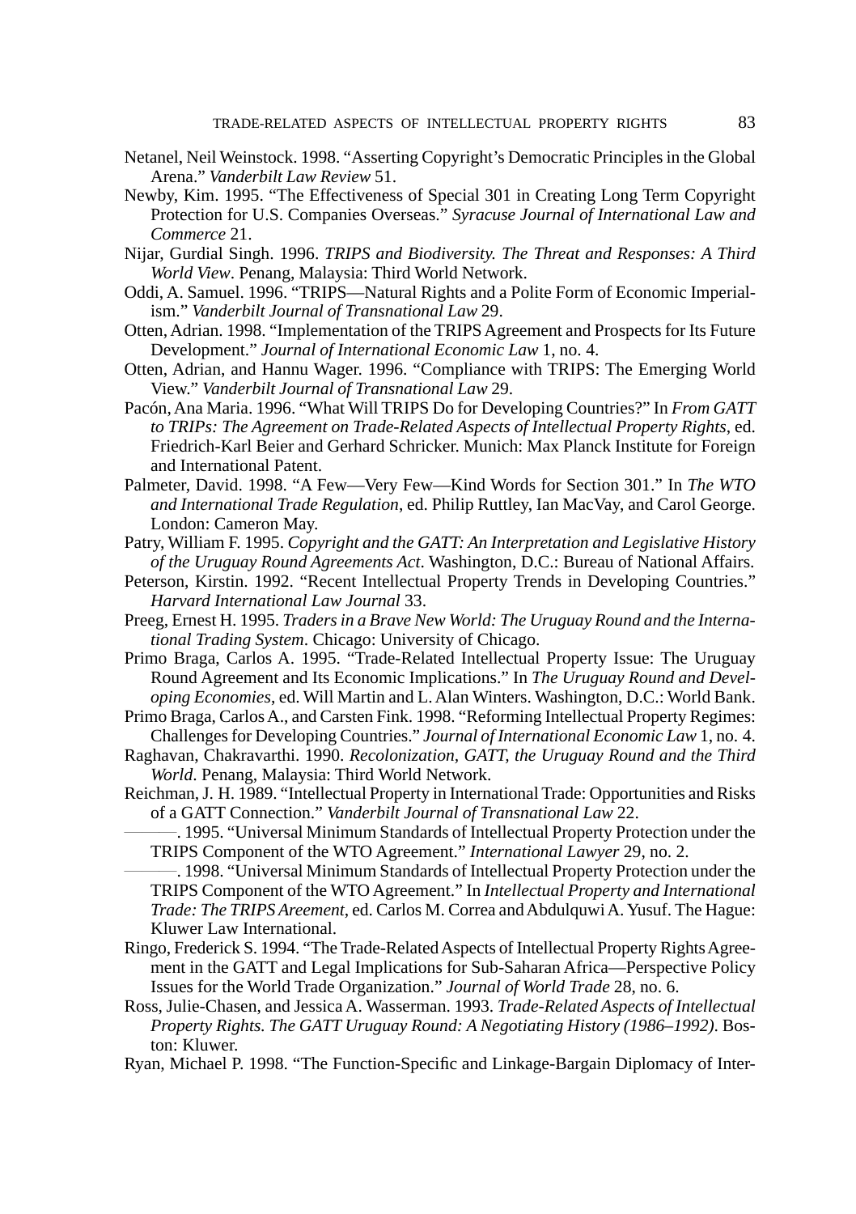Netanel, Neil Weinstock. 1998. "Asserting Copyright's Democratic Principles in the Global Arena." *Vanderbilt Law Review* 51.

Newby, Kim. 1995. "The Effectiveness of Special 301 in Creating Long Term Copyright Protection for U.S. Companies Overseas." *Syracuse Journal of International Law and Commerce* 21.

Nijar, Gurdial Singh. 1996. *TRIPS and Biodiversity. The Threat and Responses: A Third World View*. Penang, Malaysia: Third World Network.

Oddi, A. Samuel. 1996. "TRIPS—Natural Rights and a Polite Form of Economic Imperialism." *Vanderbilt Journal of Transnational Law* 29.

Otten, Adrian. 1998. "Implementation of the TRIPS Agreement and Prospects for Its Future Development." *Journal of International Economic Law* 1, no. 4.

Otten, Adrian, and Hannu Wager. 1996. "Compliance with TRIPS: The Emerging World View." *Vanderbilt Journal of Transnational Law* 29.

Pacón, Ana Maria. 1996. "What Will TRIPS Do for Developing Countries?" In *From GATT to TRIPs: The Agreement on Trade-Related Aspects of Intellectual Property Rights*, ed. Friedrich-Karl Beier and Gerhard Schricker. Munich: Max Planck Institute for Foreign and International Patent.

Palmeter, David. 1998. "A Few—Very Few—Kind Words for Section 301." In *The WTO and International Trade Regulation*, ed. Philip Ruttley, Ian MacVay, and Carol George. London: Cameron May.

Patry, William F. 1995. *Copyright and the GATT: An Interpretation and Legislative History of the Uruguay Round Agreements Act*. Washington, D.C.: Bureau of National Affairs.

Peterson, Kirstin. 1992. "Recent Intellectual Property Trends in Developing Countries." *Harvard International Law Journal* 33.

Preeg, Ernest H. 1995. *Traders in a Brave New World: The Uruguay Round and the International Trading System*. Chicago: University of Chicago.

Primo Braga, Carlos A. 1995. "Trade-Related Intellectual Property Issue: The Uruguay Round Agreement and Its Economic Implications." In *The Uruguay Round and Developing Economies*, ed. Will Martin and L. Alan Winters. Washington, D.C.: World Bank.

Primo Braga, Carlos A., and Carsten Fink. 1998. "Reforming Intellectual Property Regimes: Challenges for Developing Countries." *Journal of International Economic Law* 1, no. 4.

Raghavan, Chakravarthi. 1990. *Recolonization, GATT, the Uruguay Round and the Third World*. Penang, Malaysia: Third World Network.

Reichman, J. H. 1989. "Intellectual Property in International Trade: Opportunities and Risks of a GATT Connection." *Vanderbilt Journal of Transnational Law* 22.

———. 1995. "Universal Minimum Standards of Intellectual Property Protection under the TRIPS Component of the WTO Agreement." *International Lawyer* 29, no. 2.

———. 1998. "Universal Minimum Standards of Intellectual Property Protection under the TRIPS Component of the WTO Agreement." In *Intellectual Property and International Trade: The TRIPS Areement*, ed. Carlos M. Correa and Abdulquwi A. Yusuf. The Hague: Kluwer Law International.

Ringo, Frederick S. 1994. "The Trade-Related Aspects of Intellectual Property Rights Agreement in the GATT and Legal Implications for Sub-Saharan Africa—Perspective Policy Issues for the World Trade Organization." *Journal of World Trade* 28, no. 6.

Ross, Julie-Chasen, and Jessica A. Wasserman. 1993. *Trade-Related Aspects of Intellectual Property Rights. The GATT Uruguay Round: A Negotiating History (1986–1992)*. Boston: Kluwer.

Ryan, Michael P. 1998. "The Function-Specific and Linkage-Bargain Diplomacy of Inter-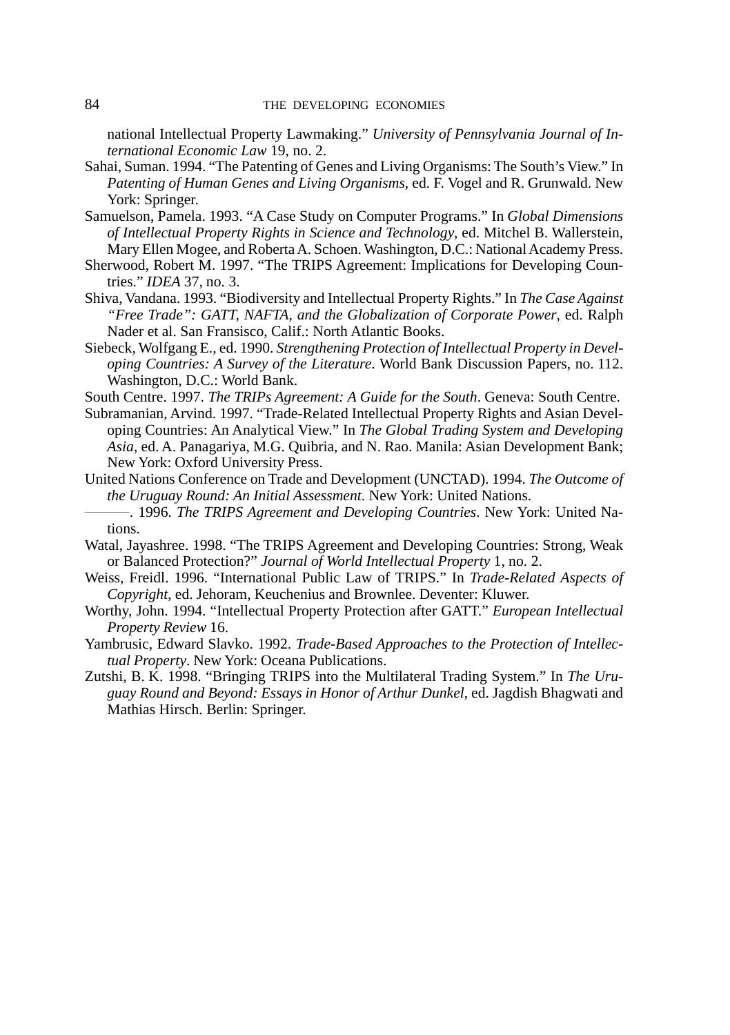national Intellectual Property Lawmaking." *University of Pennsylvania Journal of International Economic Law* 19, no. 2.

Sahai, Suman. 1994. "The Patenting of Genes and Living Organisms: The South's View." In *Patenting of Human Genes and Living Organisms*, ed. F. Vogel and R. Grunwald. New York: Springer.

Samuelson, Pamela. 1993. "A Case Study on Computer Programs." In *Global Dimensions of Intellectual Property Rights in Science and Technology*, ed. Mitchel B. Wallerstein, Mary Ellen Mogee, and Roberta A. Schoen. Washington, D.C.: National Academy Press.

Sherwood, Robert M. 1997. "The TRIPS Agreement: Implications for Developing Countries." *IDEA* 37, no. 3.

Shiva, Vandana. 1993. "Biodiversity and Intellectual Property Rights." In *The Case Against "Free Trade": GATT, NAFTA, and the Globalization of Corporate Power*, ed. Ralph Nader et al. San Fransisco, Calif.: North Atlantic Books.

Siebeck, Wolfgang E., ed. 1990. *Strengthening Protection of Intellectual Property in Developing Countries: A Survey of the Literature*. World Bank Discussion Papers, no. 112. Washington, D.C.: World Bank.

South Centre. 1997. *The TRIPs Agreement: A Guide for the South*. Geneva: South Centre.

Subramanian, Arvind. 1997. "Trade-Related Intellectual Property Rights and Asian Developing Countries: An Analytical View." In *The Global Trading System and Developing Asia*, ed. A. Panagariya, M.G. Quibria, and N. Rao. Manila: Asian Development Bank; New York: Oxford University Press.

United Nations Conference on Trade and Development (UNCTAD). 1994. *The Outcome of the Uruguay Round: An Initial Assessment*. New York: United Nations.

———. 1996. *The TRIPS Agreement and Developing Countries*. New York: United Nations.

Watal, Jayashree. 1998. "The TRIPS Agreement and Developing Countries: Strong, Weak or Balanced Protection?" *Journal of World Intellectual Property* 1, no. 2.

Weiss, Freidl. 1996. "International Public Law of TRIPS." In *Trade-Related Aspects of Copyright*, ed. Jehoram, Keuchenius and Brownlee. Deventer: Kluwer.

Worthy, John. 1994. "Intellectual Property Protection after GATT." *European Intellectual Property Review* 16.

Yambrusic, Edward Slavko. 1992. *Trade-Based Approaches to the Protection of Intellectual Property*. New York: Oceana Publications.

Zutshi, B. K. 1998. "Bringing TRIPS into the Multilateral Trading System." In *The Uruguay Round and Beyond: Essays in Honor of Arthur Dunkel*, ed. Jagdish Bhagwati and Mathias Hirsch. Berlin: Springer.